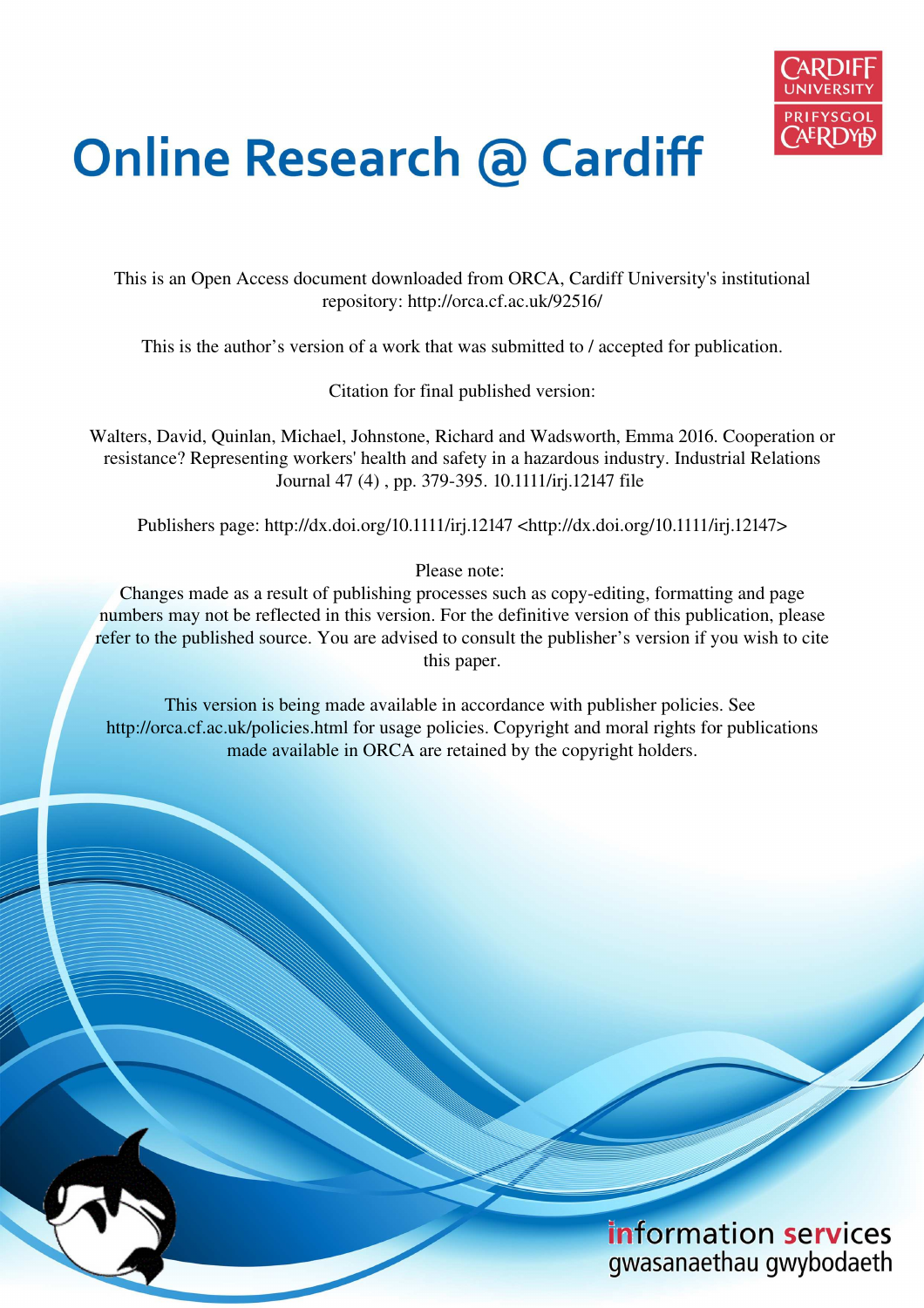# Online Research @ Cardiff

This is an Open Access document downloaded from ORCA, Cardiff University's institutional repository: http://orca.cf.ac.uk/92516/

This is the author's version of a work that was submitted to / accepted for publication.

Citation for final published version:

Walters, David, Quinlan, Michael, Johnstone, Richard and Wadsworth, Emma 2016. Cooperation or resistance? Representing workers' health and safety in a hazardous industry. Industrial Relations Journal 47 (4) , pp. 379-395. 10.1111/irj.12147 file

Publishers page: http://dx.doi.org/10.1111/irj.12147 <http://dx.doi.org/10.1111/irj.12147>

Please note:
Changes made as a result of publishing processes such as copy-editing, formatting and page numbers may not be reflected in this version. For the definitive version of this publication, please refer to the published source. You are advised to consult the publisher's version if you wish to cite this paper.

This version is being made available in accordance with publisher policies. See http://orca.cf.ac.uk/policies.html for usage policies. Copyright and moral rights for publications made available in ORCA are retained by the copyright holders.

information services
gwasanaethau gwybodaeth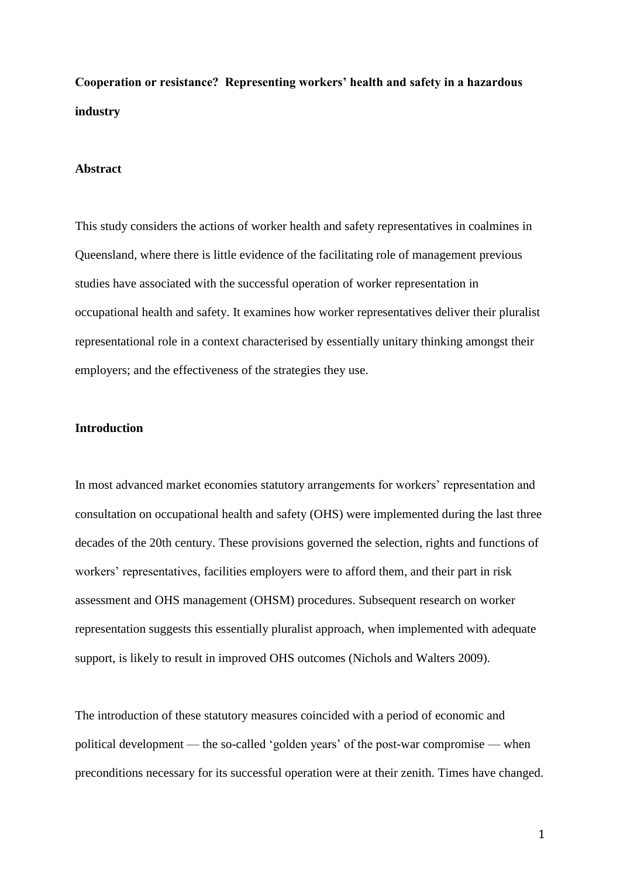**Cooperation or resistance? Representing workers' health and safety in a hazardous industry**

**Abstract**

This study considers the actions of worker health and safety representatives in coalmines in Queensland, where there is little evidence of the facilitating role of management previous studies have associated with the successful operation of worker representation in occupational health and safety. It examines how worker representatives deliver their pluralist representational role in a context characterised by essentially unitary thinking amongst their employers; and the effectiveness of the strategies they use.

**Introduction**

In most advanced market economies statutory arrangements for workers' representation and consultation on occupational health and safety (OHS) were implemented during the last three decades of the 20th century. These provisions governed the selection, rights and functions of workers' representatives, facilities employers were to afford them, and their part in risk assessment and OHS management (OHSM) procedures. Subsequent research on worker representation suggests this essentially pluralist approach, when implemented with adequate support, is likely to result in improved OHS outcomes (Nichols and Walters 2009).

The introduction of these statutory measures coincided with a period of economic and political development — the so-called 'golden years' of the post-war compromise — when preconditions necessary for its successful operation were at their zenith. Times have changed.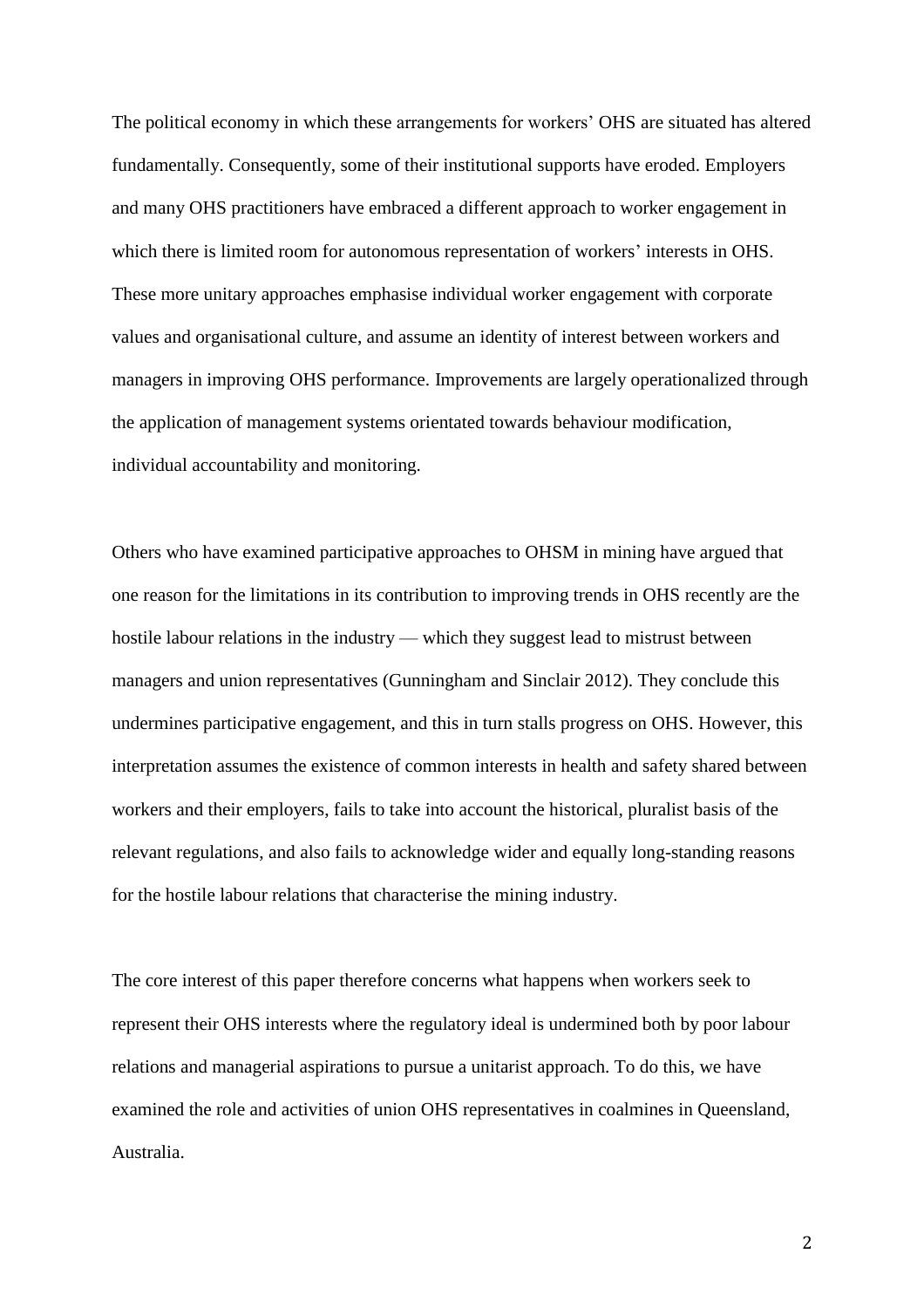The political economy in which these arrangements for workers' OHS are situated has altered fundamentally. Consequently, some of their institutional supports have eroded. Employers and many OHS practitioners have embraced a different approach to worker engagement in which there is limited room for autonomous representation of workers' interests in OHS. These more unitary approaches emphasise individual worker engagement with corporate values and organisational culture, and assume an identity of interest between workers and managers in improving OHS performance. Improvements are largely operationalized through the application of management systems orientated towards behaviour modification, individual accountability and monitoring.

Others who have examined participative approaches to OHSM in mining have argued that one reason for the limitations in its contribution to improving trends in OHS recently are the hostile labour relations in the industry — which they suggest lead to mistrust between managers and union representatives (Gunningham and Sinclair 2012). They conclude this undermines participative engagement, and this in turn stalls progress on OHS. However, this interpretation assumes the existence of common interests in health and safety shared between workers and their employers, fails to take into account the historical, pluralist basis of the relevant regulations, and also fails to acknowledge wider and equally long-standing reasons for the hostile labour relations that characterise the mining industry.

The core interest of this paper therefore concerns what happens when workers seek to represent their OHS interests where the regulatory ideal is undermined both by poor labour relations and managerial aspirations to pursue a unitarist approach. To do this, we have examined the role and activities of union OHS representatives in coalmines in Queensland, Australia.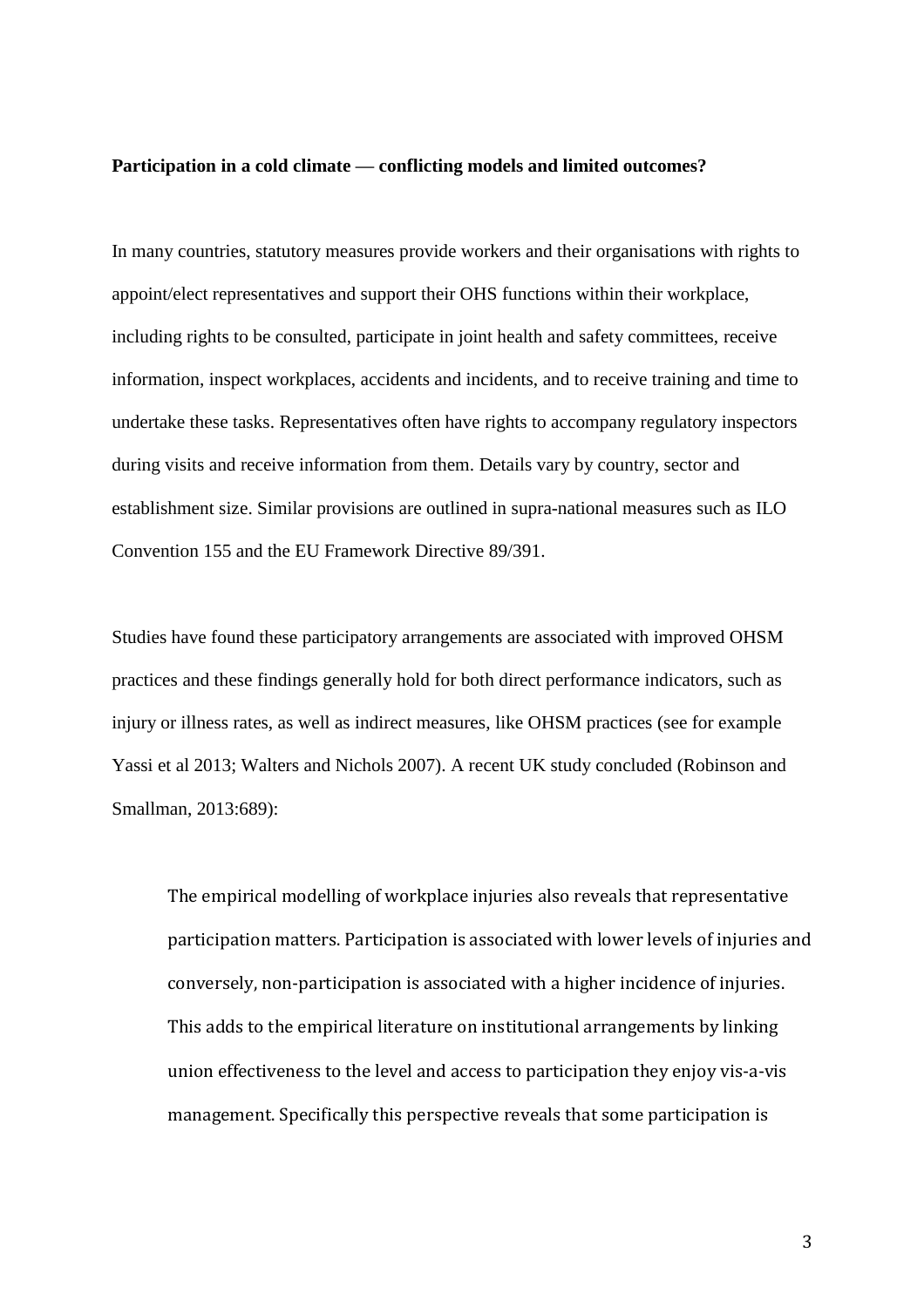**Participation in a cold climate — conflicting models and limited outcomes?**

In many countries, statutory measures provide workers and their organisations with rights to appoint/elect representatives and support their OHS functions within their workplace, including rights to be consulted, participate in joint health and safety committees, receive information, inspect workplaces, accidents and incidents, and to receive training and time to undertake these tasks. Representatives often have rights to accompany regulatory inspectors during visits and receive information from them. Details vary by country, sector and establishment size. Similar provisions are outlined in supra-national measures such as ILO Convention 155 and the EU Framework Directive 89/391.

Studies have found these participatory arrangements are associated with improved OHSM practices and these findings generally hold for both direct performance indicators, such as injury or illness rates, as well as indirect measures, like OHSM practices (see for example Yassi et al 2013; Walters and Nichols 2007). A recent UK study concluded (Robinson and Smallman, 2013:689):

> The empirical modelling of workplace injuries also reveals that representative participation matters. Participation is associated with lower levels of injuries and conversely, non-participation is associated with a higher incidence of injuries. This adds to the empirical literature on institutional arrangements by linking union effectiveness to the level and access to participation they enjoy vis-a-vis management. Specifically this perspective reveals that some participation is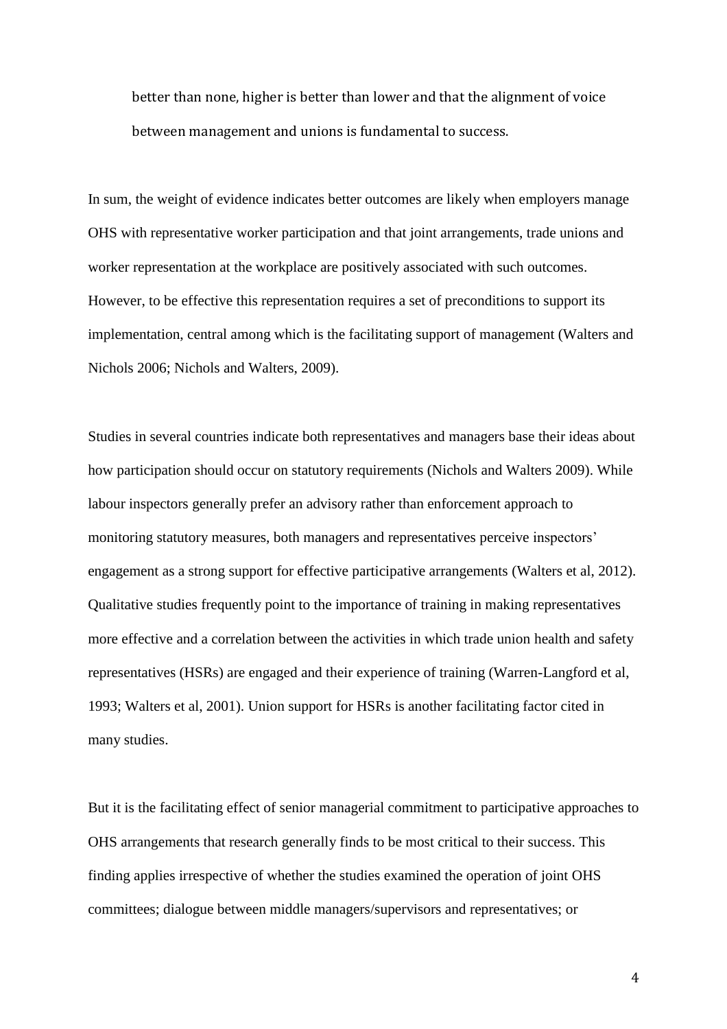better than none, higher is better than lower and that the alignment of voice between management and unions is fundamental to success.

In sum, the weight of evidence indicates better outcomes are likely when employers manage OHS with representative worker participation and that joint arrangements, trade unions and worker representation at the workplace are positively associated with such outcomes. However, to be effective this representation requires a set of preconditions to support its implementation, central among which is the facilitating support of management (Walters and Nichols 2006; Nichols and Walters, 2009).

Studies in several countries indicate both representatives and managers base their ideas about how participation should occur on statutory requirements (Nichols and Walters 2009). While labour inspectors generally prefer an advisory rather than enforcement approach to monitoring statutory measures, both managers and representatives perceive inspectors' engagement as a strong support for effective participative arrangements (Walters et al, 2012). Qualitative studies frequently point to the importance of training in making representatives more effective and a correlation between the activities in which trade union health and safety representatives (HSRs) are engaged and their experience of training (Warren-Langford et al, 1993; Walters et al, 2001). Union support for HSRs is another facilitating factor cited in many studies.

But it is the facilitating effect of senior managerial commitment to participative approaches to OHS arrangements that research generally finds to be most critical to their success. This finding applies irrespective of whether the studies examined the operation of joint OHS committees; dialogue between middle managers/supervisors and representatives; or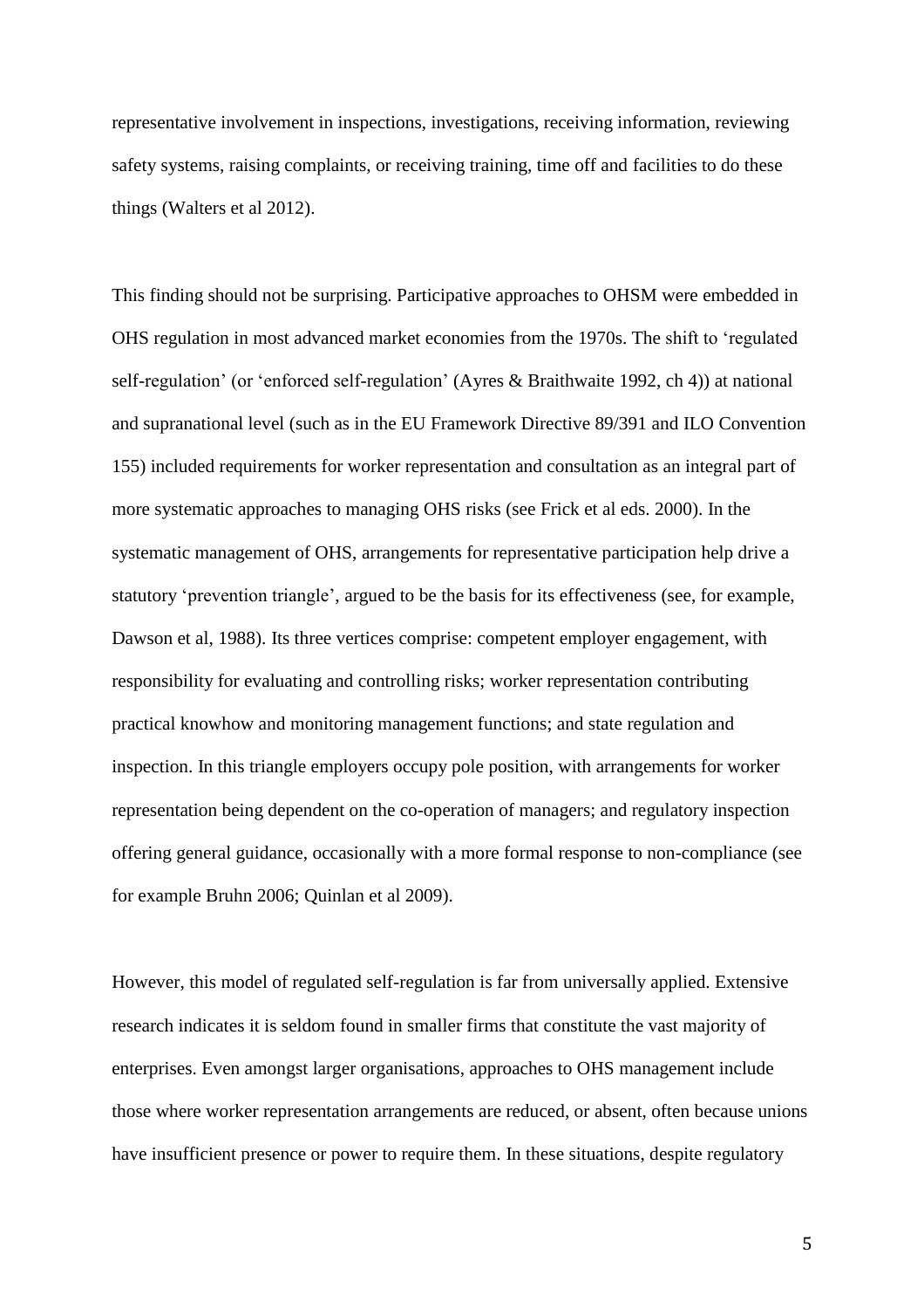representative involvement in inspections, investigations, receiving information, reviewing safety systems, raising complaints, or receiving training, time off and facilities to do these things (Walters et al 2012).

This finding should not be surprising. Participative approaches to OHSM were embedded in OHS regulation in most advanced market economies from the 1970s. The shift to 'regulated self-regulation' (or 'enforced self-regulation' (Ayres & Braithwaite 1992, ch 4)) at national and supranational level (such as in the EU Framework Directive 89/391 and ILO Convention 155) included requirements for worker representation and consultation as an integral part of more systematic approaches to managing OHS risks (see Frick et al eds. 2000). In the systematic management of OHS, arrangements for representative participation help drive a statutory 'prevention triangle', argued to be the basis for its effectiveness (see, for example, Dawson et al, 1988). Its three vertices comprise: competent employer engagement, with responsibility for evaluating and controlling risks; worker representation contributing practical knowhow and monitoring management functions; and state regulation and inspection. In this triangle employers occupy pole position, with arrangements for worker representation being dependent on the co-operation of managers; and regulatory inspection offering general guidance, occasionally with a more formal response to non-compliance (see for example Bruhn 2006; Quinlan et al 2009).

However, this model of regulated self-regulation is far from universally applied. Extensive research indicates it is seldom found in smaller firms that constitute the vast majority of enterprises. Even amongst larger organisations, approaches to OHS management include those where worker representation arrangements are reduced, or absent, often because unions have insufficient presence or power to require them. In these situations, despite regulatory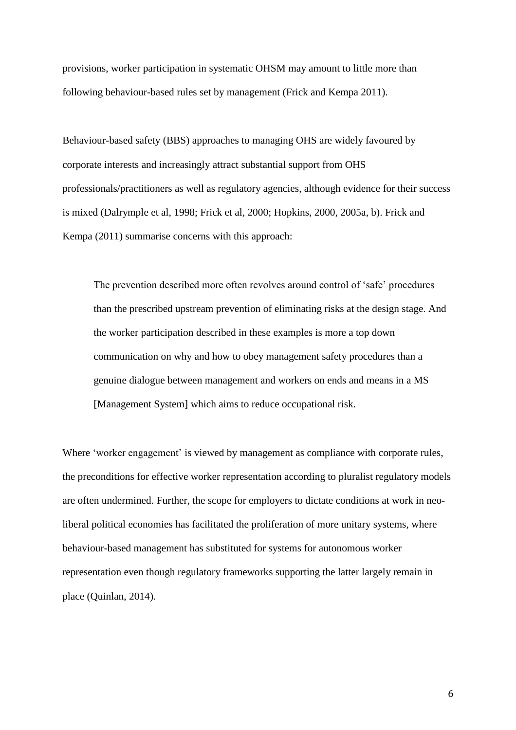provisions, worker participation in systematic OHSM may amount to little more than following behaviour-based rules set by management (Frick and Kempa 2011).

Behaviour-based safety (BBS) approaches to managing OHS are widely favoured by corporate interests and increasingly attract substantial support from OHS professionals/practitioners as well as regulatory agencies, although evidence for their success is mixed (Dalrymple et al, 1998; Frick et al, 2000; Hopkins, 2000, 2005a, b). Frick and Kempa (2011) summarise concerns with this approach:

> The prevention described more often revolves around control of 'safe' procedures than the prescribed upstream prevention of eliminating risks at the design stage. And the worker participation described in these examples is more a top down communication on why and how to obey management safety procedures than a genuine dialogue between management and workers on ends and means in a MS [Management System] which aims to reduce occupational risk.

Where 'worker engagement' is viewed by management as compliance with corporate rules, the preconditions for effective worker representation according to pluralist regulatory models are often undermined. Further, the scope for employers to dictate conditions at work in neo-liberal political economies has facilitated the proliferation of more unitary systems, where behaviour-based management has substituted for systems for autonomous worker representation even though regulatory frameworks supporting the latter largely remain in place (Quinlan, 2014).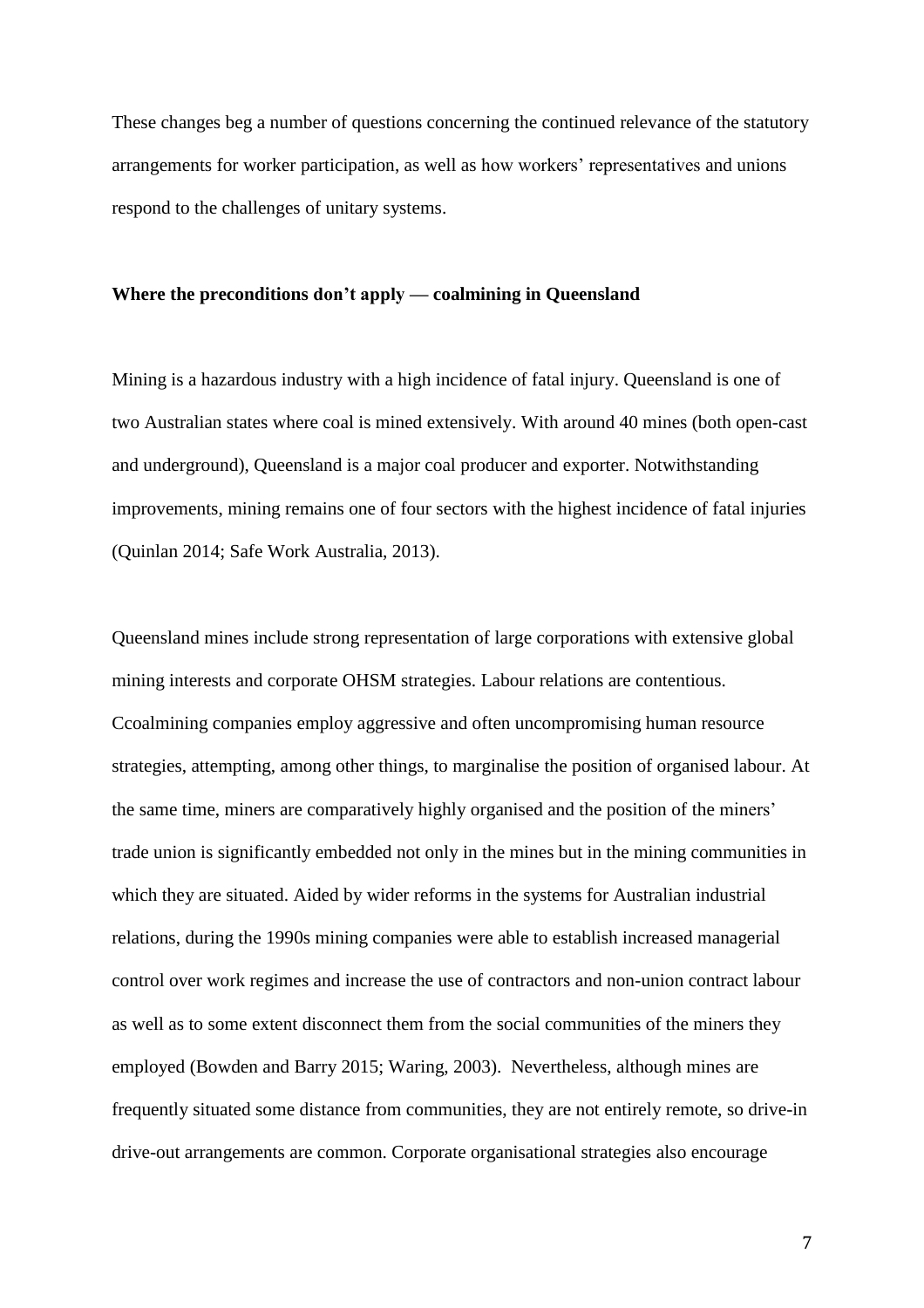These changes beg a number of questions concerning the continued relevance of the statutory arrangements for worker participation, as well as how workers' representatives and unions respond to the challenges of unitary systems.

**Where the preconditions don't apply — coalmining in Queensland**

Mining is a hazardous industry with a high incidence of fatal injury. Queensland is one of two Australian states where coal is mined extensively. With around 40 mines (both open-cast and underground), Queensland is a major coal producer and exporter. Notwithstanding improvements, mining remains one of four sectors with the highest incidence of fatal injuries (Quinlan 2014; Safe Work Australia, 2013).

Queensland mines include strong representation of large corporations with extensive global mining interests and corporate OHSM strategies. Labour relations are contentious. Ccoalmining companies employ aggressive and often uncompromising human resource strategies, attempting, among other things, to marginalise the position of organised labour. At the same time, miners are comparatively highly organised and the position of the miners' trade union is significantly embedded not only in the mines but in the mining communities in which they are situated. Aided by wider reforms in the systems for Australian industrial relations, during the 1990s mining companies were able to establish increased managerial control over work regimes and increase the use of contractors and non-union contract labour as well as to some extent disconnect them from the social communities of the miners they employed (Bowden and Barry 2015; Waring, 2003). Nevertheless, although mines are frequently situated some distance from communities, they are not entirely remote, so drive-in drive-out arrangements are common. Corporate organisational strategies also encourage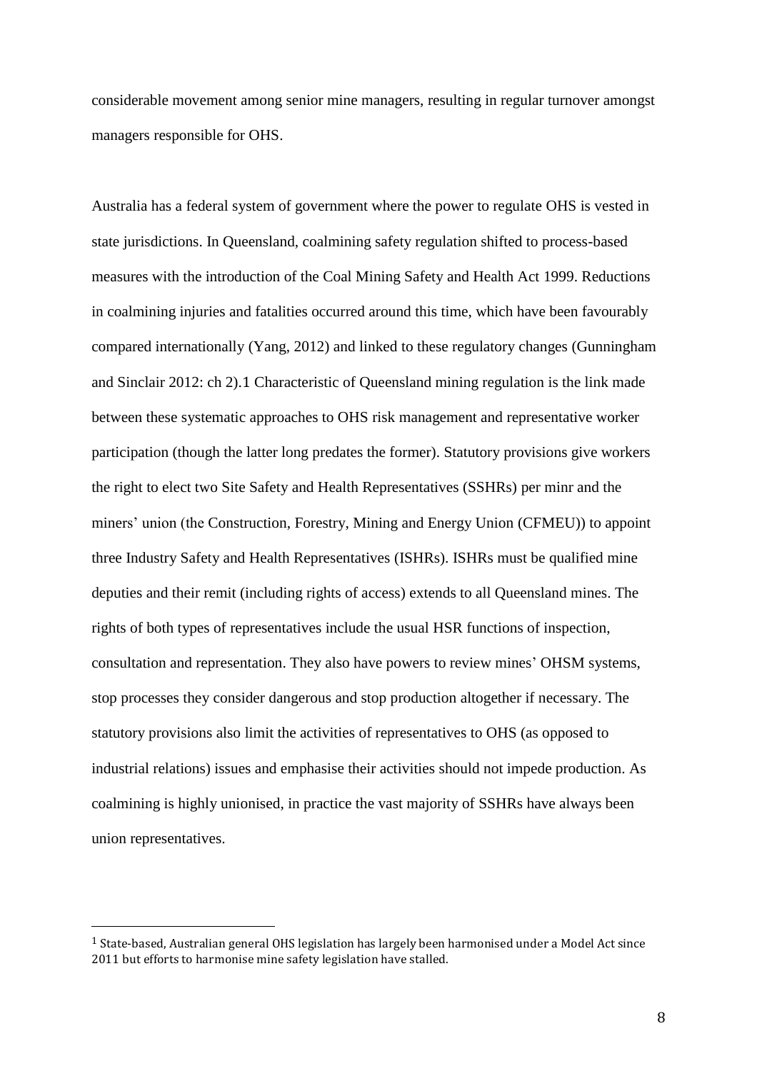considerable movement among senior mine managers, resulting in regular turnover amongst managers responsible for OHS.

Australia has a federal system of government where the power to regulate OHS is vested in state jurisdictions. In Queensland, coalmining safety regulation shifted to process-based measures with the introduction of the Coal Mining Safety and Health Act 1999. Reductions in coalmining injuries and fatalities occurred around this time, which have been favourably compared internationally (Yang, 2012) and linked to these regulatory changes (Gunningham and Sinclair 2012: ch 2).[1] Characteristic of Queensland mining regulation is the link made between these systematic approaches to OHS risk management and representative worker participation (though the latter long predates the former). Statutory provisions give workers the right to elect two Site Safety and Health Representatives (SSHRs) per minr and the miners' union (the Construction, Forestry, Mining and Energy Union (CFMEU)) to appoint three Industry Safety and Health Representatives (ISHRs). ISHRs must be qualified mine deputies and their remit (including rights of access) extends to all Queensland mines. The rights of both types of representatives include the usual HSR functions of inspection, consultation and representation. They also have powers to review mines' OHSM systems, stop processes they consider dangerous and stop production altogether if necessary. The statutory provisions also limit the activities of representatives to OHS (as opposed to industrial relations) issues and emphasise their activities should not impede production. As coalmining is highly unionised, in practice the vast majority of SSHRs have always been union representatives.

---

[1] State-based, Australian general OHS legislation has largely been harmonised under a Model Act since 2011 but efforts to harmonise mine safety legislation have stalled.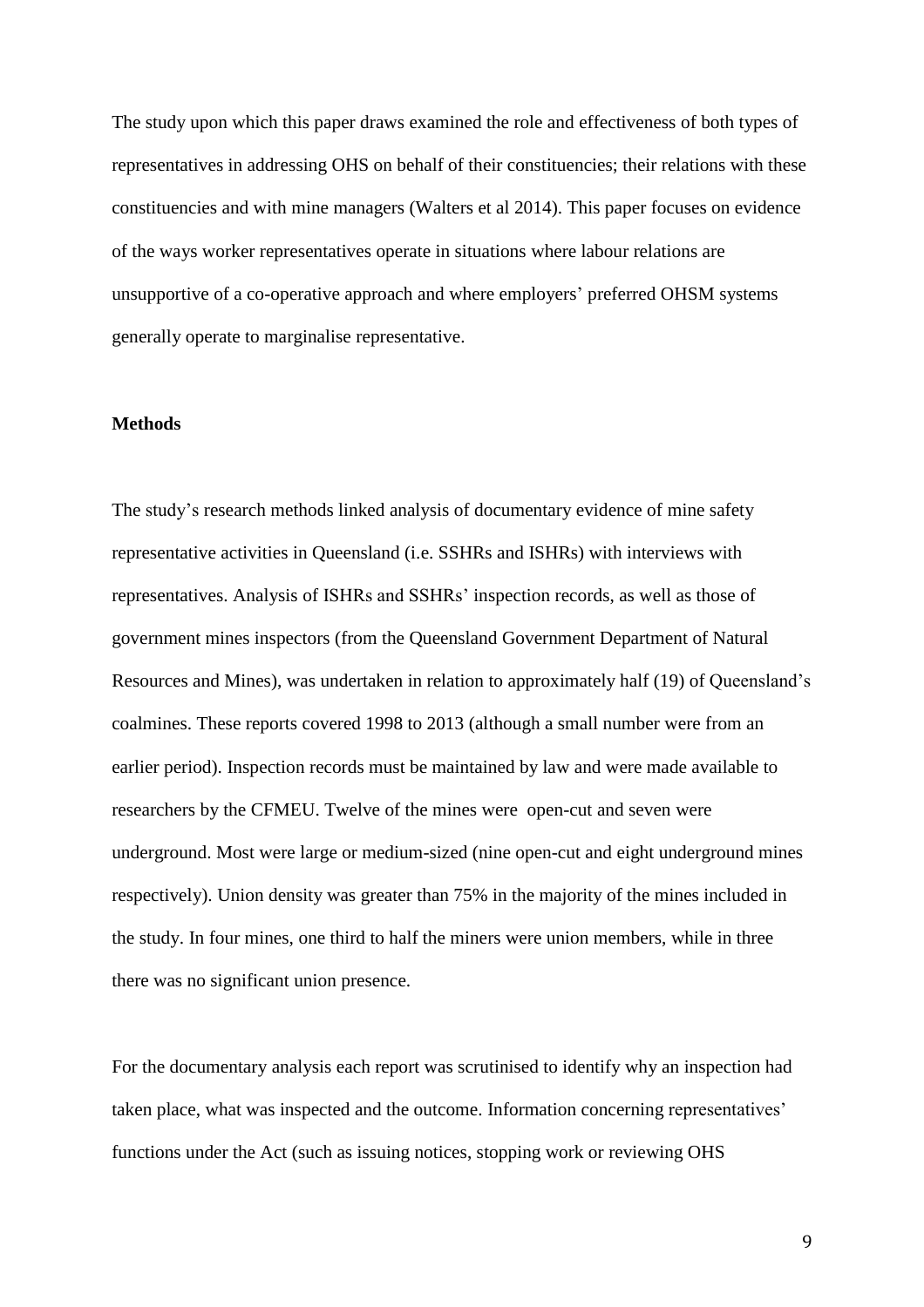The study upon which this paper draws examined the role and effectiveness of both types of representatives in addressing OHS on behalf of their constituencies; their relations with these constituencies and with mine managers (Walters et al 2014). This paper focuses on evidence of the ways worker representatives operate in situations where labour relations are unsupportive of a co-operative approach and where employers' preferred OHSM systems generally operate to marginalise representative.

## Methods

The study's research methods linked analysis of documentary evidence of mine safety representative activities in Queensland (i.e. SSHRs and ISHRs) with interviews with representatives. Analysis of ISHRs and SSHRs' inspection records, as well as those of government mines inspectors (from the Queensland Government Department of Natural Resources and Mines), was undertaken in relation to approximately half (19) of Queensland's coalmines. These reports covered 1998 to 2013 (although a small number were from an earlier period). Inspection records must be maintained by law and were made available to researchers by the CFMEU. Twelve of the mines were open-cut and seven were underground. Most were large or medium-sized (nine open-cut and eight underground mines respectively). Union density was greater than 75% in the majority of the mines included in the study. In four mines, one third to half the miners were union members, while in three there was no significant union presence.

For the documentary analysis each report was scrutinised to identify why an inspection had taken place, what was inspected and the outcome. Information concerning representatives' functions under the Act (such as issuing notices, stopping work or reviewing OHS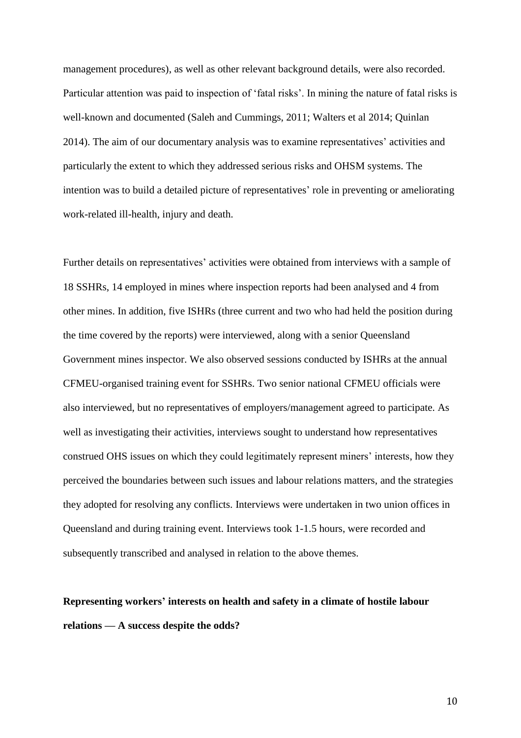management procedures), as well as other relevant background details, were also recorded. Particular attention was paid to inspection of 'fatal risks'. In mining the nature of fatal risks is well-known and documented (Saleh and Cummings, 2011; Walters et al 2014; Quinlan 2014). The aim of our documentary analysis was to examine representatives' activities and particularly the extent to which they addressed serious risks and OHSM systems. The intention was to build a detailed picture of representatives' role in preventing or ameliorating work-related ill-health, injury and death.

Further details on representatives' activities were obtained from interviews with a sample of 18 SSHRs, 14 employed in mines where inspection reports had been analysed and 4 from other mines. In addition, five ISHRs (three current and two who had held the position during the time covered by the reports) were interviewed, along with a senior Queensland Government mines inspector. We also observed sessions conducted by ISHRs at the annual CFMEU-organised training event for SSHRs. Two senior national CFMEU officials were also interviewed, but no representatives of employers/management agreed to participate. As well as investigating their activities, interviews sought to understand how representatives construed OHS issues on which they could legitimately represent miners' interests, how they perceived the boundaries between such issues and labour relations matters, and the strategies they adopted for resolving any conflicts. Interviews were undertaken in two union offices in Queensland and during training event. Interviews took 1-1.5 hours, were recorded and subsequently transcribed and analysed in relation to the above themes.

## Representing workers' interests on health and safety in a climate of hostile labour relations — A success despite the odds?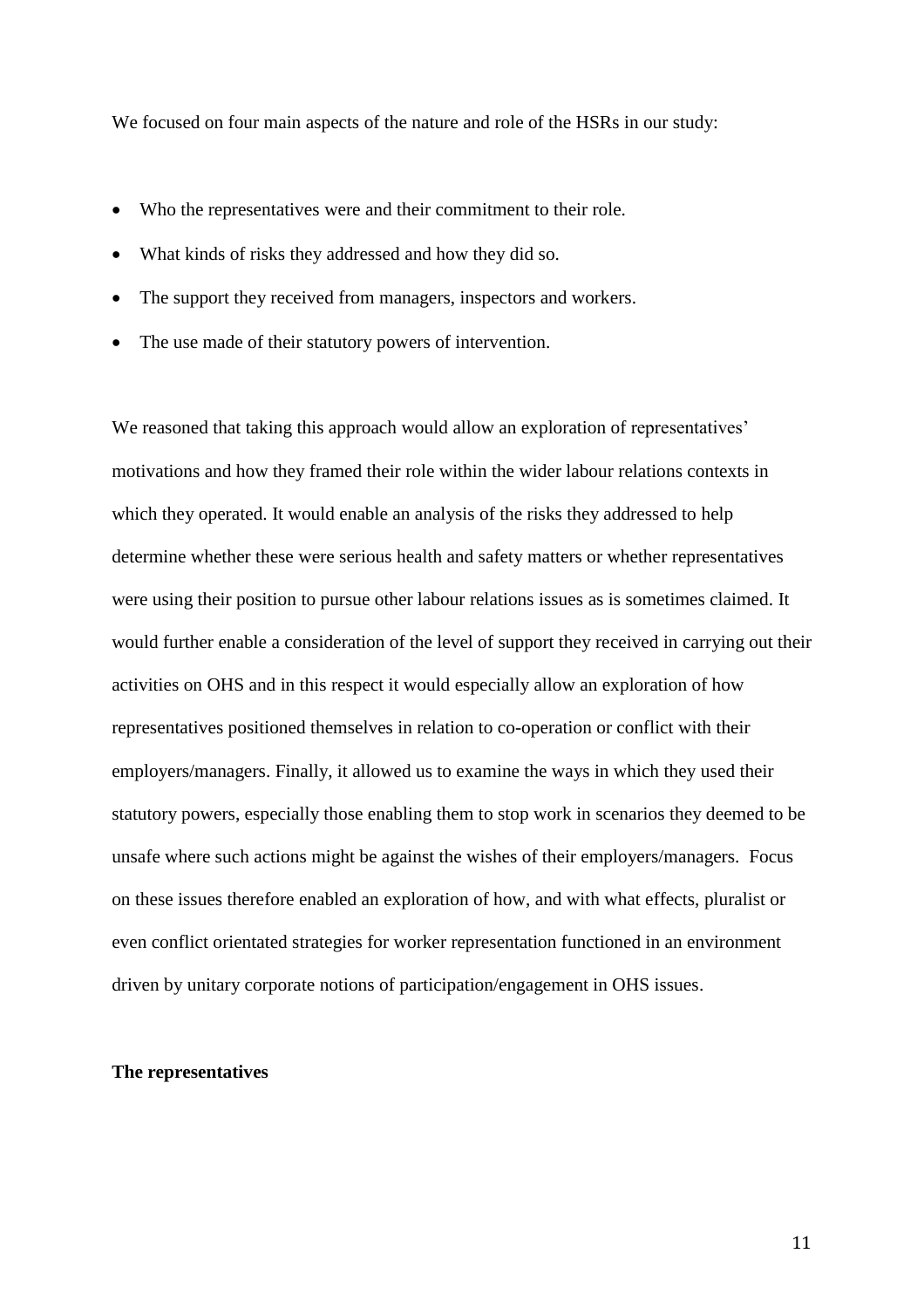We focused on four main aspects of the nature and role of the HSRs in our study:

- Who the representatives were and their commitment to their role.
- What kinds of risks they addressed and how they did so.
- The support they received from managers, inspectors and workers.
- The use made of their statutory powers of intervention.

We reasoned that taking this approach would allow an exploration of representatives' motivations and how they framed their role within the wider labour relations contexts in which they operated. It would enable an analysis of the risks they addressed to help determine whether these were serious health and safety matters or whether representatives were using their position to pursue other labour relations issues as is sometimes claimed. It would further enable a consideration of the level of support they received in carrying out their activities on OHS and in this respect it would especially allow an exploration of how representatives positioned themselves in relation to co-operation or conflict with their employers/managers. Finally, it allowed us to examine the ways in which they used their statutory powers, especially those enabling them to stop work in scenarios they deemed to be unsafe where such actions might be against the wishes of their employers/managers. Focus on these issues therefore enabled an exploration of how, and with what effects, pluralist or even conflict orientated strategies for worker representation functioned in an environment driven by unitary corporate notions of participation/engagement in OHS issues.

**The representatives**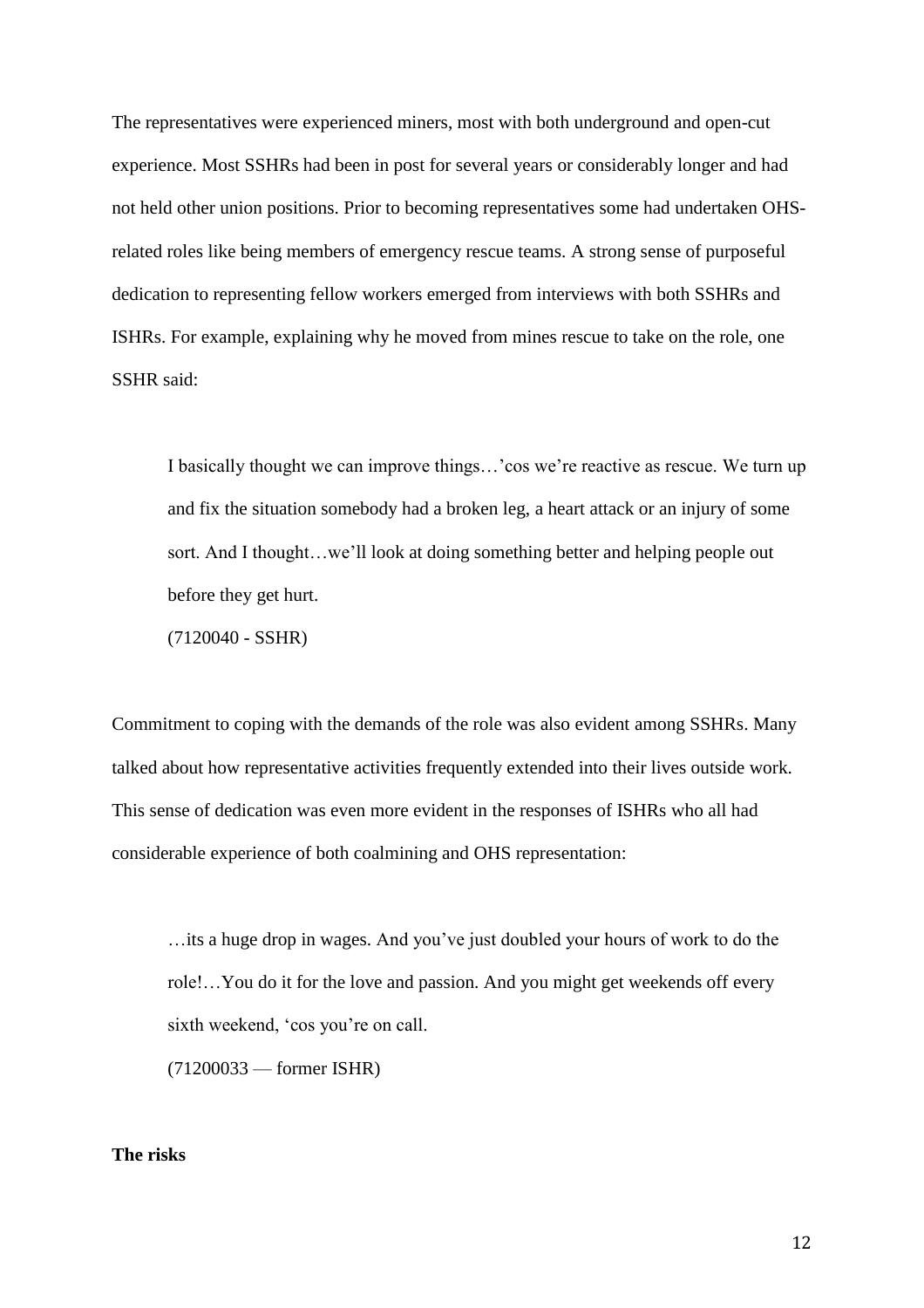The representatives were experienced miners, most with both underground and open-cut experience. Most SSHRs had been in post for several years or considerably longer and had not held other union positions. Prior to becoming representatives some had undertaken OHS-related roles like being members of emergency rescue teams. A strong sense of purposeful dedication to representing fellow workers emerged from interviews with both SSHRs and ISHRs. For example, explaining why he moved from mines rescue to take on the role, one SSHR said:

> I basically thought we can improve things…'cos we're reactive as rescue. We turn up and fix the situation somebody had a broken leg, a heart attack or an injury of some sort. And I thought…we'll look at doing something better and helping people out before they get hurt.
>
> (7120040 - SSHR)

Commitment to coping with the demands of the role was also evident among SSHRs. Many talked about how representative activities frequently extended into their lives outside work. This sense of dedication was even more evident in the responses of ISHRs who all had considerable experience of both coalmining and OHS representation:

> …its a huge drop in wages. And you've just doubled your hours of work to do the role!…You do it for the love and passion. And you might get weekends off every sixth weekend, 'cos you're on call.
>
> (71200033 — former ISHR)

**The risks**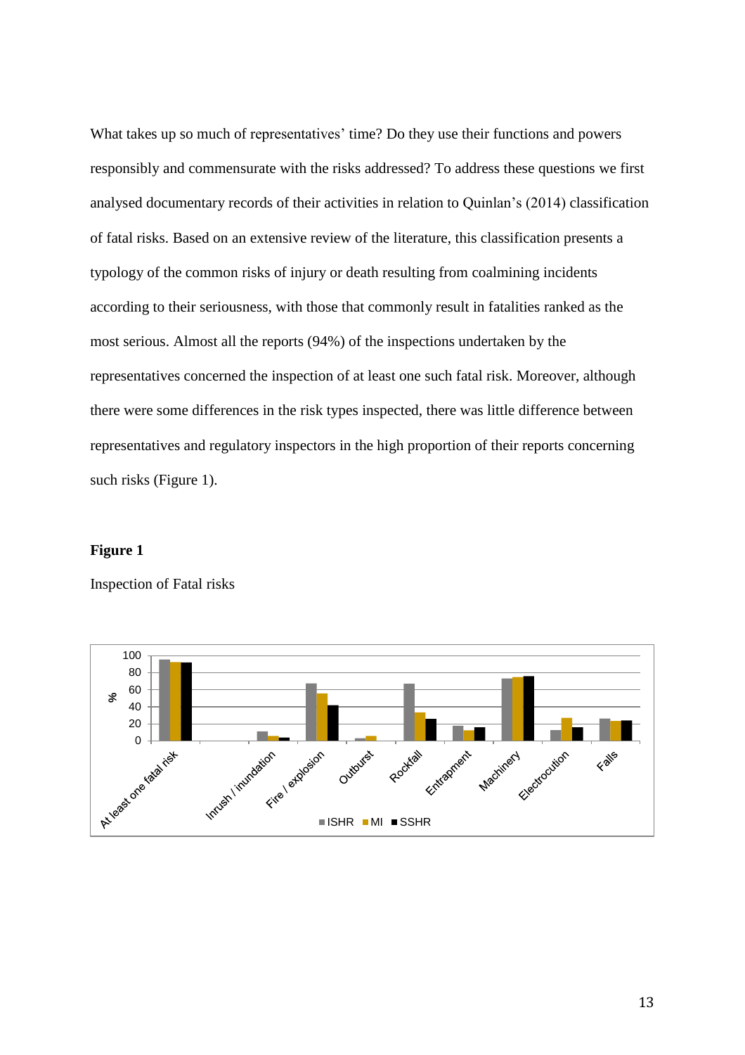What takes up so much of representatives' time? Do they use their functions and powers responsibly and commensurate with the risks addressed? To address these questions we first analysed documentary records of their activities in relation to Quinlan's (2014) classification of fatal risks. Based on an extensive review of the literature, this classification presents a typology of the common risks of injury or death resulting from coalmining incidents according to their seriousness, with those that commonly result in fatalities ranked as the most serious. Almost all the reports (94%) of the inspections undertaken by the representatives concerned the inspection of at least one such fatal risk. Moreover, although there were some differences in the risk types inspected, there was little difference between representatives and regulatory inspectors in the high proportion of their reports concerning such risks (Figure 1).

**Figure 1**

Inspection of Fatal risks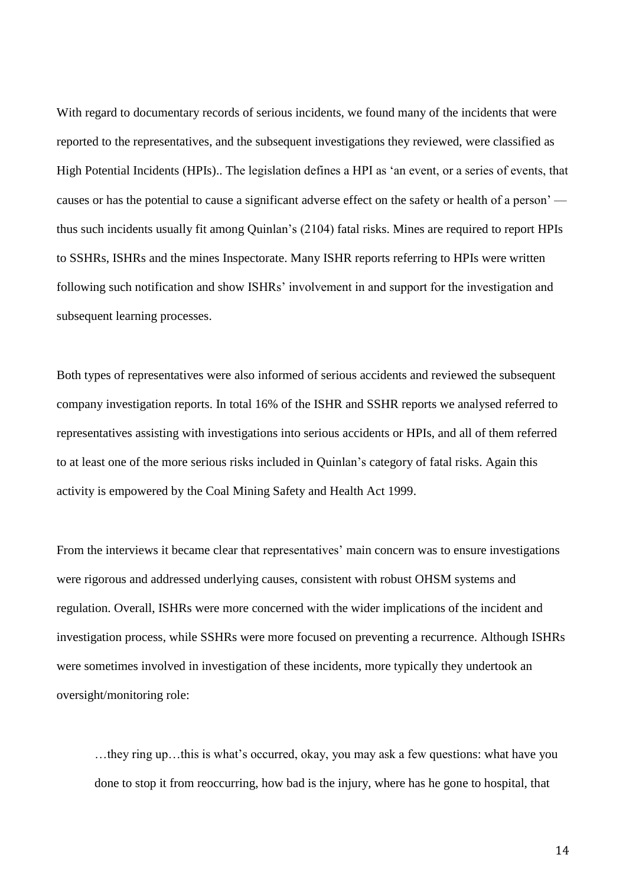With regard to documentary records of serious incidents, we found many of the incidents that were reported to the representatives, and the subsequent investigations they reviewed, were classified as High Potential Incidents (HPIs).. The legislation defines a HPI as 'an event, or a series of events, that causes or has the potential to cause a significant adverse effect on the safety or health of a person' — thus such incidents usually fit among Quinlan's (2104) fatal risks. Mines are required to report HPIs to SSHRs, ISHRs and the mines Inspectorate. Many ISHR reports referring to HPIs were written following such notification and show ISHRs' involvement in and support for the investigation and subsequent learning processes.

Both types of representatives were also informed of serious accidents and reviewed the subsequent company investigation reports. In total 16% of the ISHR and SSHR reports we analysed referred to representatives assisting with investigations into serious accidents or HPIs, and all of them referred to at least one of the more serious risks included in Quinlan's category of fatal risks. Again this activity is empowered by the Coal Mining Safety and Health Act 1999.

From the interviews it became clear that representatives' main concern was to ensure investigations were rigorous and addressed underlying causes, consistent with robust OHSM systems and regulation. Overall, ISHRs were more concerned with the wider implications of the incident and investigation process, while SSHRs were more focused on preventing a recurrence. Although ISHRs were sometimes involved in investigation of these incidents, more typically they undertook an oversight/monitoring role:

> …they ring up…this is what's occurred, okay, you may ask a few questions: what have you done to stop it from reoccurring, how bad is the injury, where has he gone to hospital, that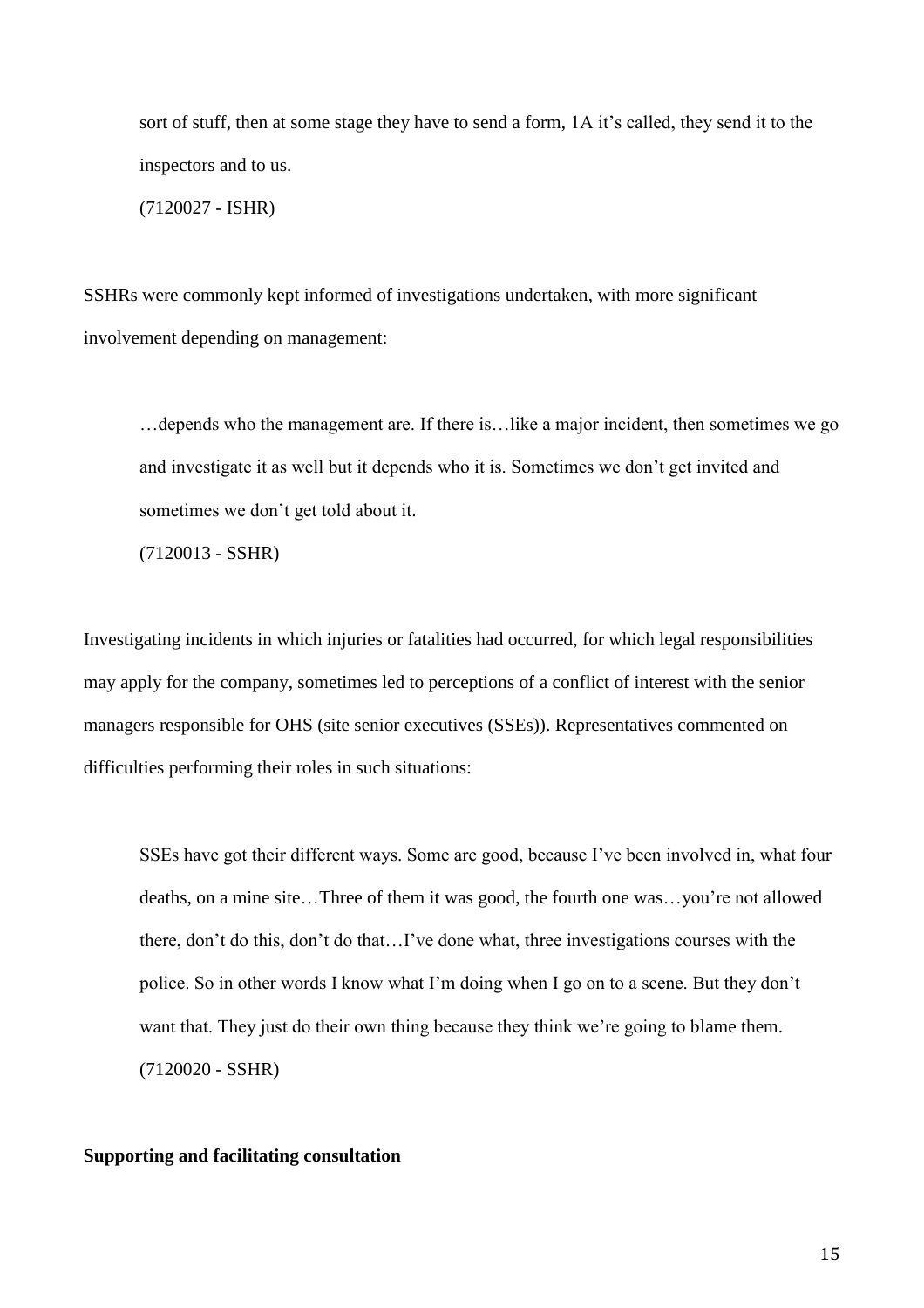> sort of stuff, then at some stage they have to send a form, 1A it's called, they send it to the inspectors and to us.
>
> (7120027 - ISHR)

SSHRs were commonly kept informed of investigations undertaken, with more significant involvement depending on management:

> …depends who the management are. If there is…like a major incident, then sometimes we go and investigate it as well but it depends who it is. Sometimes we don't get invited and sometimes we don't get told about it.
>
> (7120013 - SSHR)

Investigating incidents in which injuries or fatalities had occurred, for which legal responsibilities may apply for the company, sometimes led to perceptions of a conflict of interest with the senior managers responsible for OHS (site senior executives (SSEs)). Representatives commented on difficulties performing their roles in such situations:

> SSEs have got their different ways. Some are good, because I've been involved in, what four deaths, on a mine site…Three of them it was good, the fourth one was…you're not allowed there, don't do this, don't do that…I've done what, three investigations courses with the police. So in other words I know what I'm doing when I go on to a scene. But they don't want that. They just do their own thing because they think we're going to blame them.
>
> (7120020 - SSHR)

**Supporting and facilitating consultation**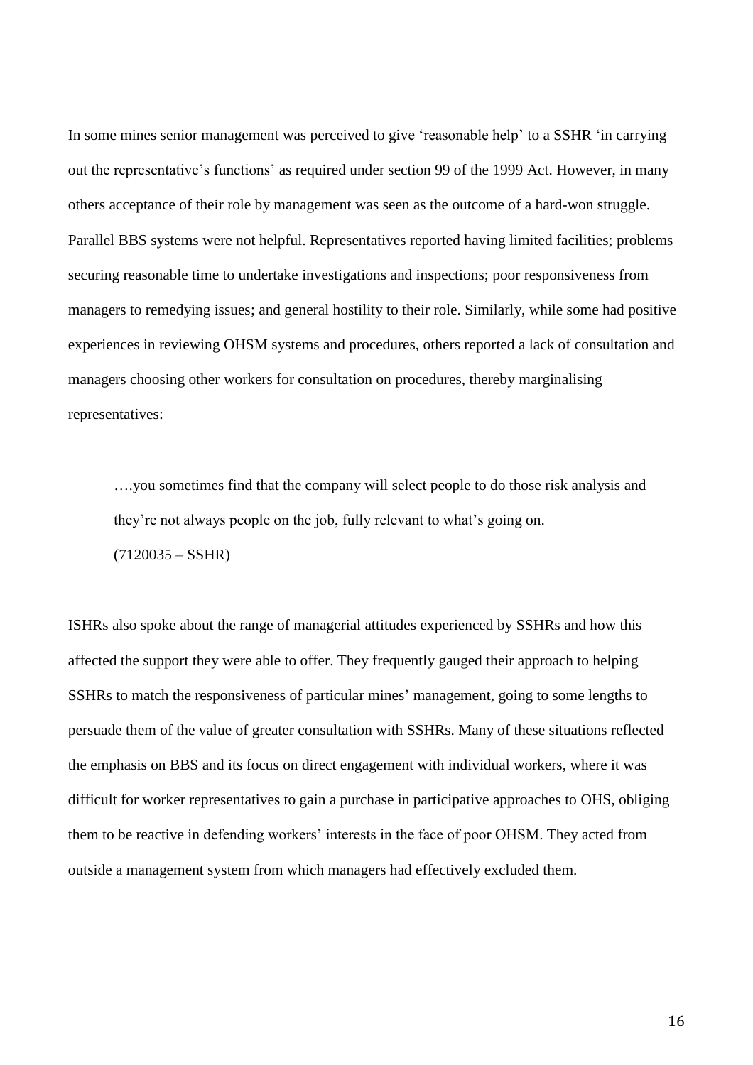In some mines senior management was perceived to give 'reasonable help' to a SSHR 'in carrying out the representative's functions' as required under section 99 of the 1999 Act. However, in many others acceptance of their role by management was seen as the outcome of a hard-won struggle. Parallel BBS systems were not helpful. Representatives reported having limited facilities; problems securing reasonable time to undertake investigations and inspections; poor responsiveness from managers to remedying issues; and general hostility to their role. Similarly, while some had positive experiences in reviewing OHSM systems and procedures, others reported a lack of consultation and managers choosing other workers for consultation on procedures, thereby marginalising representatives:

> ….you sometimes find that the company will select people to do those risk analysis and they're not always people on the job, fully relevant to what's going on.
> (7120035 – SSHR)

ISHRs also spoke about the range of managerial attitudes experienced by SSHRs and how this affected the support they were able to offer. They frequently gauged their approach to helping SSHRs to match the responsiveness of particular mines' management, going to some lengths to persuade them of the value of greater consultation with SSHRs. Many of these situations reflected the emphasis on BBS and its focus on direct engagement with individual workers, where it was difficult for worker representatives to gain a purchase in participative approaches to OHS, obliging them to be reactive in defending workers' interests in the face of poor OHSM. They acted from outside a management system from which managers had effectively excluded them.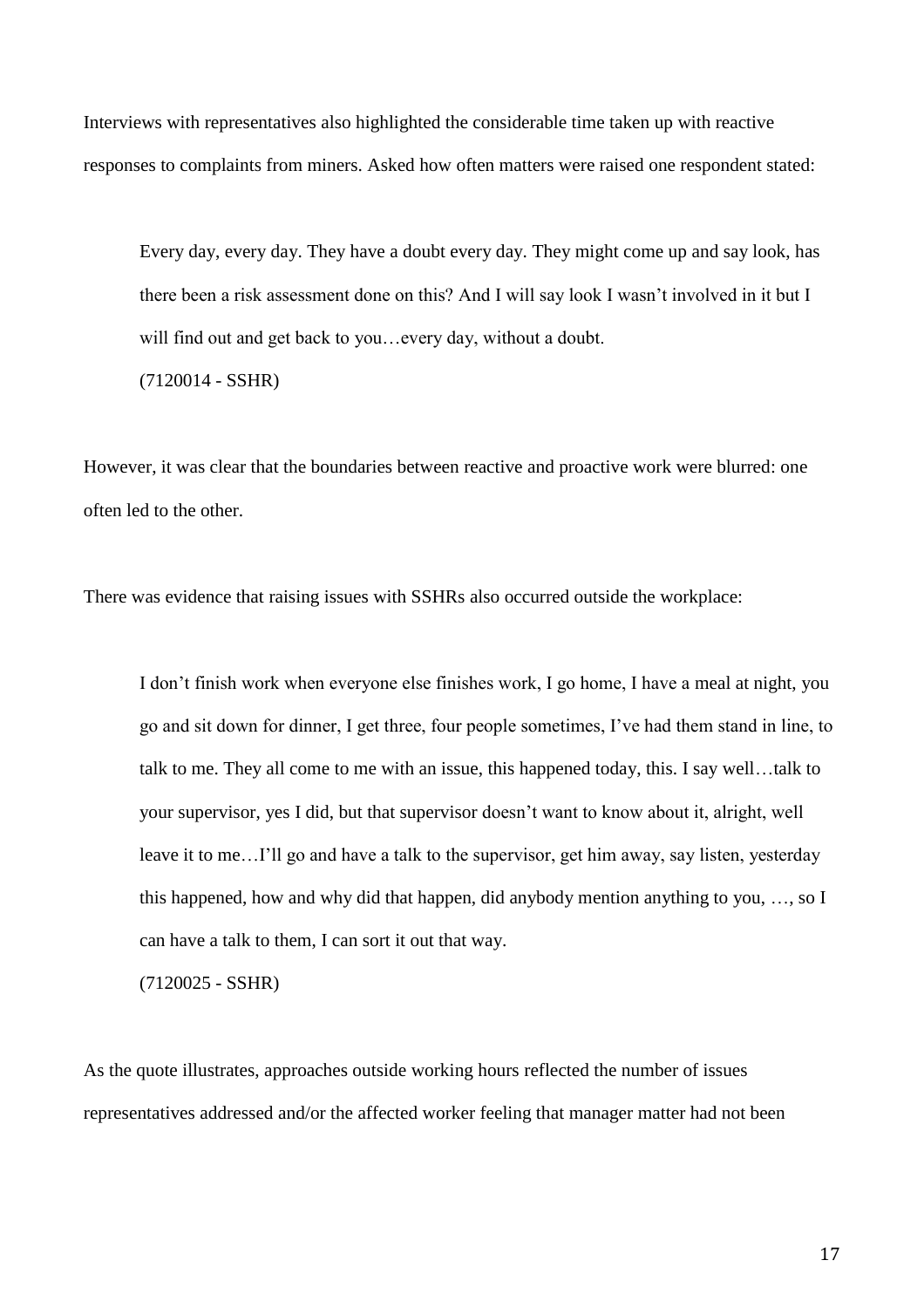Interviews with representatives also highlighted the considerable time taken up with reactive responses to complaints from miners. Asked how often matters were raised one respondent stated:

> Every day, every day. They have a doubt every day. They might come up and say look, has there been a risk assessment done on this? And I will say look I wasn't involved in it but I will find out and get back to you…every day, without a doubt.
>
> (7120014 - SSHR)

However, it was clear that the boundaries between reactive and proactive work were blurred: one often led to the other.

There was evidence that raising issues with SSHRs also occurred outside the workplace:

> I don't finish work when everyone else finishes work, I go home, I have a meal at night, you go and sit down for dinner, I get three, four people sometimes, I've had them stand in line, to talk to me. They all come to me with an issue, this happened today, this. I say well…talk to your supervisor, yes I did, but that supervisor doesn't want to know about it, alright, well leave it to me…I'll go and have a talk to the supervisor, get him away, say listen, yesterday this happened, how and why did that happen, did anybody mention anything to you, …, so I can have a talk to them, I can sort it out that way.
>
> (7120025 - SSHR)

As the quote illustrates, approaches outside working hours reflected the number of issues representatives addressed and/or the affected worker feeling that manager matter had not been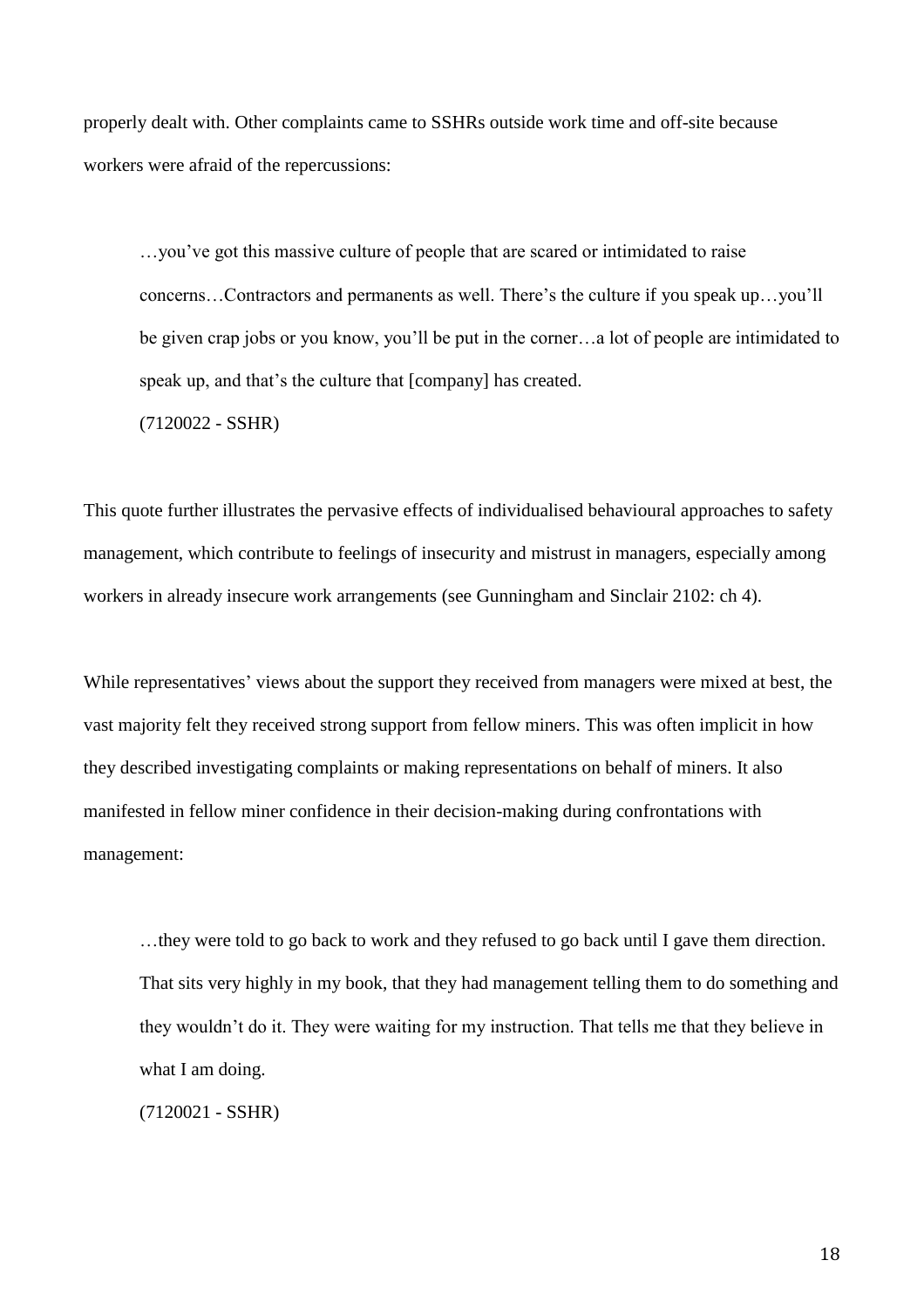properly dealt with. Other complaints came to SSHRs outside work time and off-site because workers were afraid of the repercussions:

> …you've got this massive culture of people that are scared or intimidated to raise concerns…Contractors and permanents as well. There's the culture if you speak up…you'll be given crap jobs or you know, you'll be put in the corner…a lot of people are intimidated to speak up, and that's the culture that [company] has created.
>
> (7120022 - SSHR)

This quote further illustrates the pervasive effects of individualised behavioural approaches to safety management, which contribute to feelings of insecurity and mistrust in managers, especially among workers in already insecure work arrangements (see Gunningham and Sinclair 2102: ch 4).

While representatives' views about the support they received from managers were mixed at best, the vast majority felt they received strong support from fellow miners. This was often implicit in how they described investigating complaints or making representations on behalf of miners. It also manifested in fellow miner confidence in their decision-making during confrontations with management:

> …they were told to go back to work and they refused to go back until I gave them direction. That sits very highly in my book, that they had management telling them to do something and they wouldn't do it. They were waiting for my instruction. That tells me that they believe in what I am doing.
>
> (7120021 - SSHR)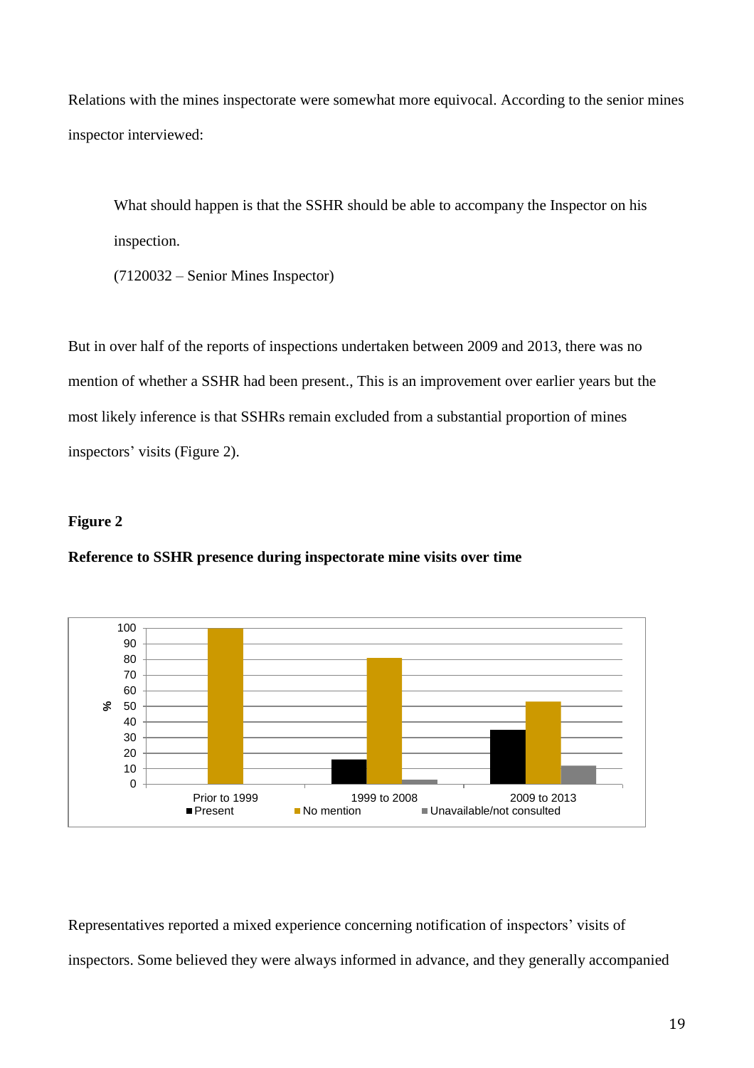Relations with the mines inspectorate were somewhat more equivocal. According to the senior mines inspector interviewed:

> What should happen is that the SSHR should be able to accompany the Inspector on his inspection.
>
> (7120032 – Senior Mines Inspector)

But in over half of the reports of inspections undertaken between 2009 and 2013, there was no mention of whether a SSHR had been present., This is an improvement over earlier years but the most likely inference is that SSHRs remain excluded from a substantial proportion of mines inspectors' visits (Figure 2).

**Figure 2**

**Reference to SSHR presence during inspectorate mine visits over time**

Representatives reported a mixed experience concerning notification of inspectors' visits of inspectors. Some believed they were always informed in advance, and they generally accompanied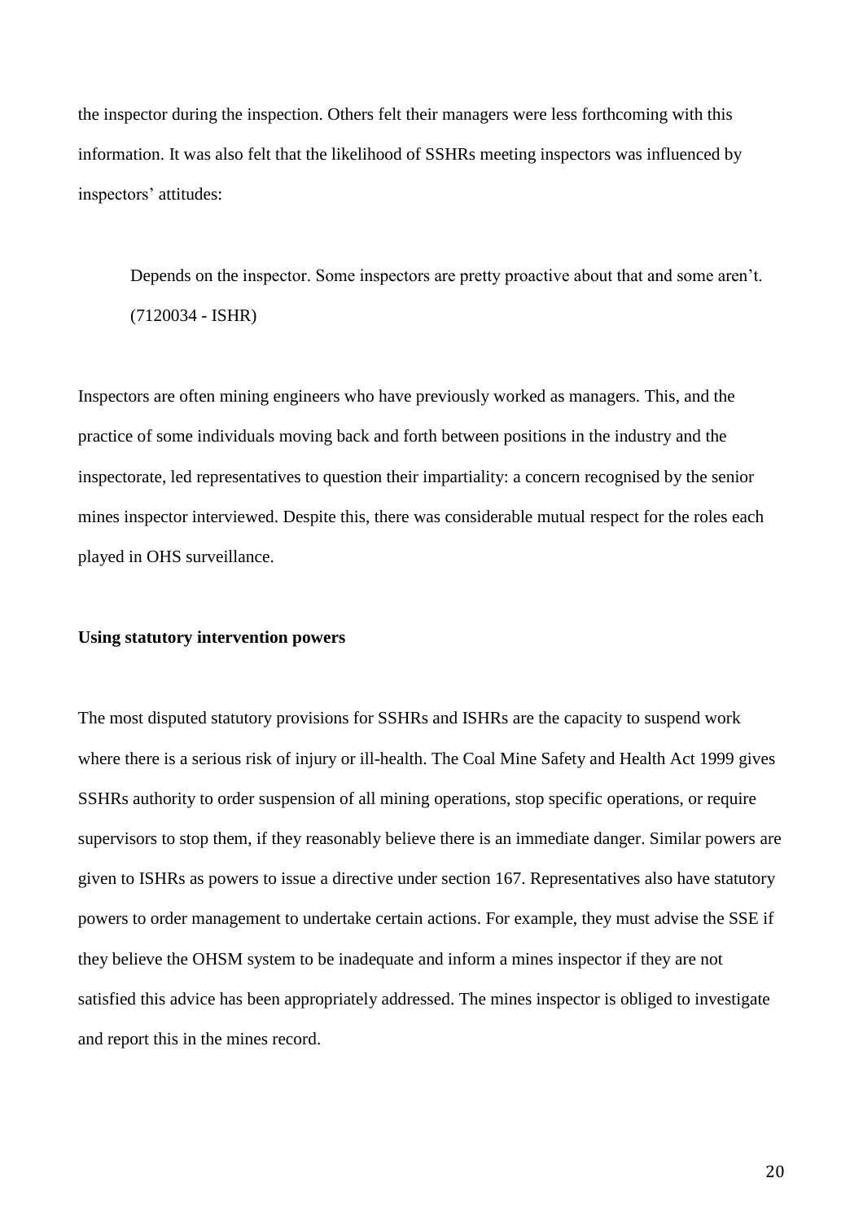the inspector during the inspection. Others felt their managers were less forthcoming with this information. It was also felt that the likelihood of SSHRs meeting inspectors was influenced by inspectors' attitudes:

> Depends on the inspector. Some inspectors are pretty proactive about that and some aren't. (7120034 - ISHR)

Inspectors are often mining engineers who have previously worked as managers. This, and the practice of some individuals moving back and forth between positions in the industry and the inspectorate, led representatives to question their impartiality: a concern recognised by the senior mines inspector interviewed. Despite this, there was considerable mutual respect for the roles each played in OHS surveillance.

**Using statutory intervention powers**

The most disputed statutory provisions for SSHRs and ISHRs are the capacity to suspend work where there is a serious risk of injury or ill-health. The Coal Mine Safety and Health Act 1999 gives SSHRs authority to order suspension of all mining operations, stop specific operations, or require supervisors to stop them, if they reasonably believe there is an immediate danger. Similar powers are given to ISHRs as powers to issue a directive under section 167. Representatives also have statutory powers to order management to undertake certain actions. For example, they must advise the SSE if they believe the OHSM system to be inadequate and inform a mines inspector if they are not satisfied this advice has been appropriately addressed. The mines inspector is obliged to investigate and report this in the mines record.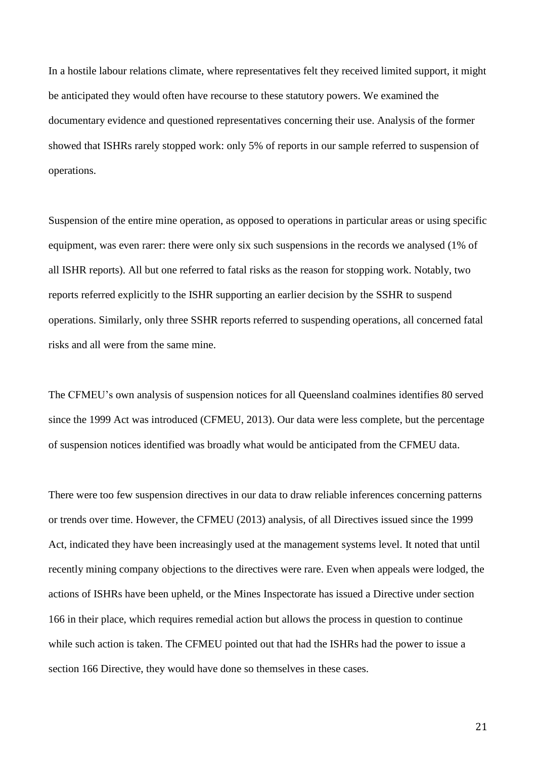In a hostile labour relations climate, where representatives felt they received limited support, it might be anticipated they would often have recourse to these statutory powers. We examined the documentary evidence and questioned representatives concerning their use. Analysis of the former showed that ISHRs rarely stopped work: only 5% of reports in our sample referred to suspension of operations.

Suspension of the entire mine operation, as opposed to operations in particular areas or using specific equipment, was even rarer: there were only six such suspensions in the records we analysed (1% of all ISHR reports). All but one referred to fatal risks as the reason for stopping work. Notably, two reports referred explicitly to the ISHR supporting an earlier decision by the SSHR to suspend operations. Similarly, only three SSHR reports referred to suspending operations, all concerned fatal risks and all were from the same mine.

The CFMEU's own analysis of suspension notices for all Queensland coalmines identifies 80 served since the 1999 Act was introduced (CFMEU, 2013). Our data were less complete, but the percentage of suspension notices identified was broadly what would be anticipated from the CFMEU data.

There were too few suspension directives in our data to draw reliable inferences concerning patterns or trends over time. However, the CFMEU (2013) analysis, of all Directives issued since the 1999 Act, indicated they have been increasingly used at the management systems level. It noted that until recently mining company objections to the directives were rare. Even when appeals were lodged, the actions of ISHRs have been upheld, or the Mines Inspectorate has issued a Directive under section 166 in their place, which requires remedial action but allows the process in question to continue while such action is taken. The CFMEU pointed out that had the ISHRs had the power to issue a section 166 Directive, they would have done so themselves in these cases.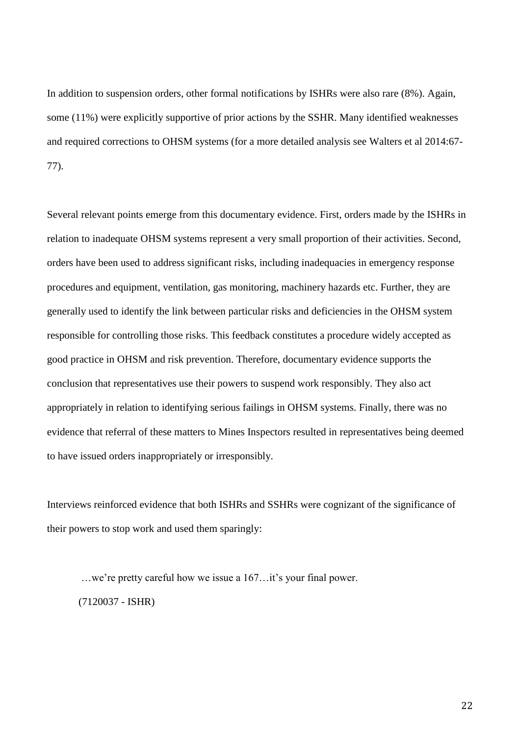In addition to suspension orders, other formal notifications by ISHRs were also rare (8%). Again, some (11%) were explicitly supportive of prior actions by the SSHR. Many identified weaknesses and required corrections to OHSM systems (for a more detailed analysis see Walters et al 2014:67-77).

Several relevant points emerge from this documentary evidence. First, orders made by the ISHRs in relation to inadequate OHSM systems represent a very small proportion of their activities. Second, orders have been used to address significant risks, including inadequacies in emergency response procedures and equipment, ventilation, gas monitoring, machinery hazards etc. Further, they are generally used to identify the link between particular risks and deficiencies in the OHSM system responsible for controlling those risks. This feedback constitutes a procedure widely accepted as good practice in OHSM and risk prevention. Therefore, documentary evidence supports the conclusion that representatives use their powers to suspend work responsibly. They also act appropriately in relation to identifying serious failings in OHSM systems. Finally, there was no evidence that referral of these matters to Mines Inspectors resulted in representatives being deemed to have issued orders inappropriately or irresponsibly.

Interviews reinforced evidence that both ISHRs and SSHRs were cognizant of the significance of their powers to stop work and used them sparingly:

> …we're pretty careful how we issue a 167…it's your final power.
> (7120037 - ISHR)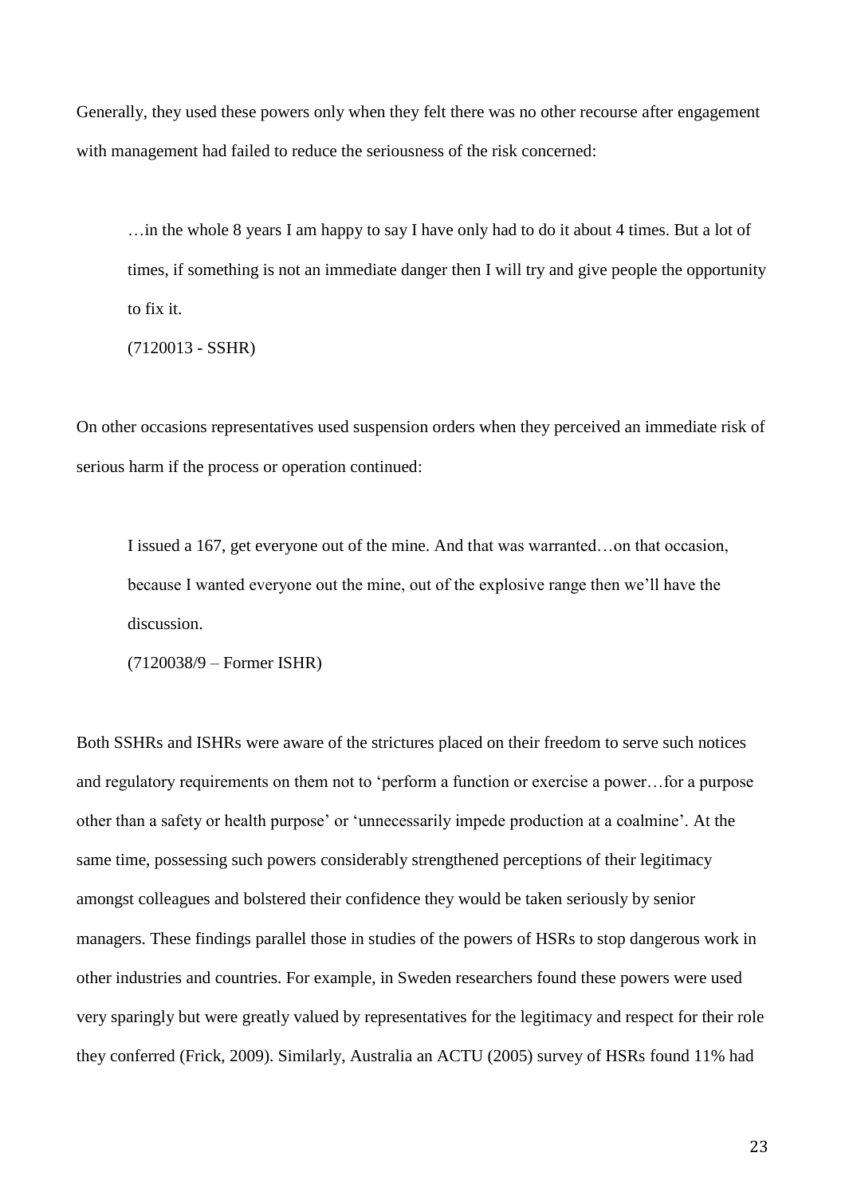Generally, they used these powers only when they felt there was no other recourse after engagement with management had failed to reduce the seriousness of the risk concerned:

> …in the whole 8 years I am happy to say I have only had to do it about 4 times. But a lot of times, if something is not an immediate danger then I will try and give people the opportunity to fix it.
>
> (7120013 - SSHR)

On other occasions representatives used suspension orders when they perceived an immediate risk of serious harm if the process or operation continued:

> I issued a 167, get everyone out of the mine. And that was warranted…on that occasion, because I wanted everyone out the mine, out of the explosive range then we'll have the discussion.
>
> (7120038/9 – Former ISHR)

Both SSHRs and ISHRs were aware of the strictures placed on their freedom to serve such notices and regulatory requirements on them not to 'perform a function or exercise a power…for a purpose other than a safety or health purpose' or 'unnecessarily impede production at a coalmine'. At the same time, possessing such powers considerably strengthened perceptions of their legitimacy amongst colleagues and bolstered their confidence they would be taken seriously by senior managers. These findings parallel those in studies of the powers of HSRs to stop dangerous work in other industries and countries. For example, in Sweden researchers found these powers were used very sparingly but were greatly valued by representatives for the legitimacy and respect for their role they conferred (Frick, 2009). Similarly, Australia an ACTU (2005) survey of HSRs found 11% had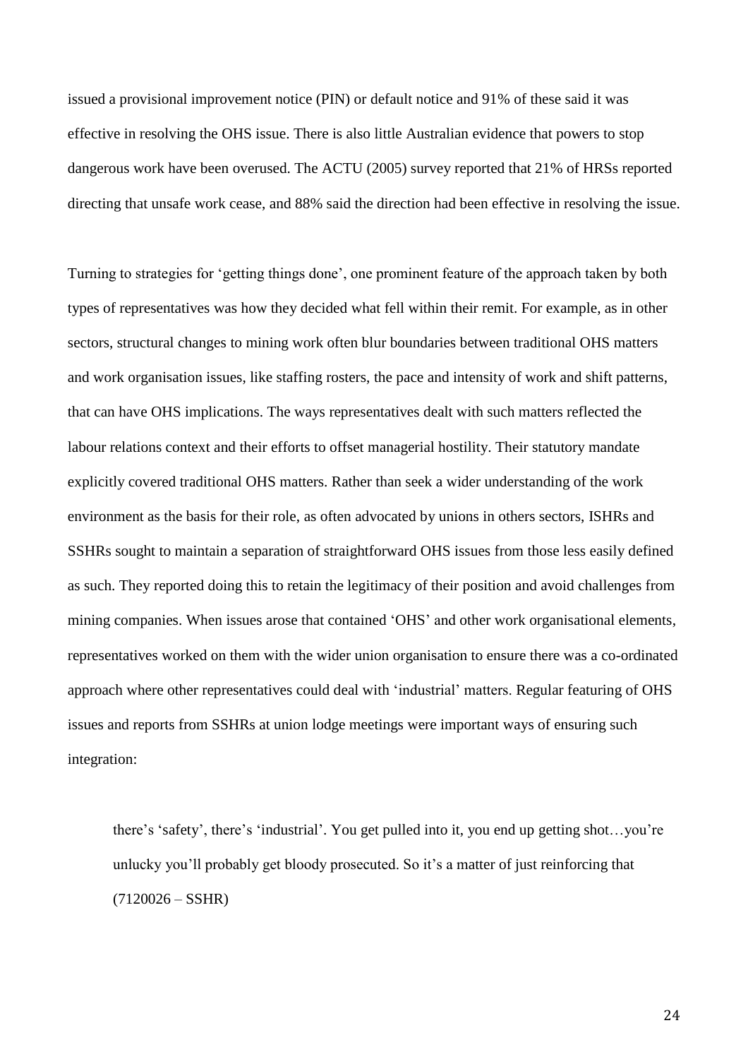issued a provisional improvement notice (PIN) or default notice and 91% of these said it was effective in resolving the OHS issue. There is also little Australian evidence that powers to stop dangerous work have been overused. The ACTU (2005) survey reported that 21% of HRSs reported directing that unsafe work cease, and 88% said the direction had been effective in resolving the issue.

Turning to strategies for 'getting things done', one prominent feature of the approach taken by both types of representatives was how they decided what fell within their remit. For example, as in other sectors, structural changes to mining work often blur boundaries between traditional OHS matters and work organisation issues, like staffing rosters, the pace and intensity of work and shift patterns, that can have OHS implications. The ways representatives dealt with such matters reflected the labour relations context and their efforts to offset managerial hostility. Their statutory mandate explicitly covered traditional OHS matters. Rather than seek a wider understanding of the work environment as the basis for their role, as often advocated by unions in others sectors, ISHRs and SSHRs sought to maintain a separation of straightforward OHS issues from those less easily defined as such. They reported doing this to retain the legitimacy of their position and avoid challenges from mining companies. When issues arose that contained 'OHS' and other work organisational elements, representatives worked on them with the wider union organisation to ensure there was a co-ordinated approach where other representatives could deal with 'industrial' matters. Regular featuring of OHS issues and reports from SSHRs at union lodge meetings were important ways of ensuring such integration:

> there's 'safety', there's 'industrial'. You get pulled into it, you end up getting shot…you're unlucky you'll probably get bloody prosecuted. So it's a matter of just reinforcing that (7120026 – SSHR)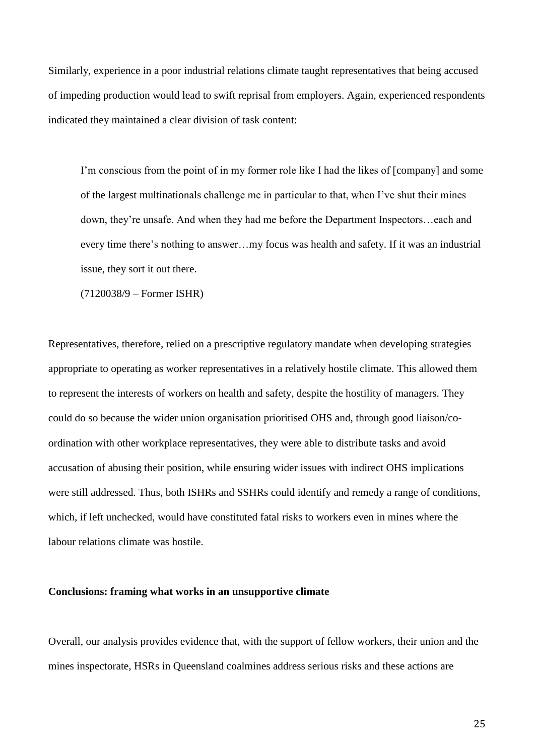Similarly, experience in a poor industrial relations climate taught representatives that being accused of impeding production would lead to swift reprisal from employers. Again, experienced respondents indicated they maintained a clear division of task content:

> I'm conscious from the point of in my former role like I had the likes of [company] and some of the largest multinationals challenge me in particular to that, when I've shut their mines down, they're unsafe. And when they had me before the Department Inspectors…each and every time there's nothing to answer…my focus was health and safety. If it was an industrial issue, they sort it out there.
>
> (7120038/9 – Former ISHR)

Representatives, therefore, relied on a prescriptive regulatory mandate when developing strategies appropriate to operating as worker representatives in a relatively hostile climate. This allowed them to represent the interests of workers on health and safety, despite the hostility of managers. They could do so because the wider union organisation prioritised OHS and, through good liaison/co-ordination with other workplace representatives, they were able to distribute tasks and avoid accusation of abusing their position, while ensuring wider issues with indirect OHS implications were still addressed. Thus, both ISHRs and SSHRs could identify and remedy a range of conditions, which, if left unchecked, would have constituted fatal risks to workers even in mines where the labour relations climate was hostile.

**Conclusions: framing what works in an unsupportive climate**

Overall, our analysis provides evidence that, with the support of fellow workers, their union and the mines inspectorate, HSRs in Queensland coalmines address serious risks and these actions are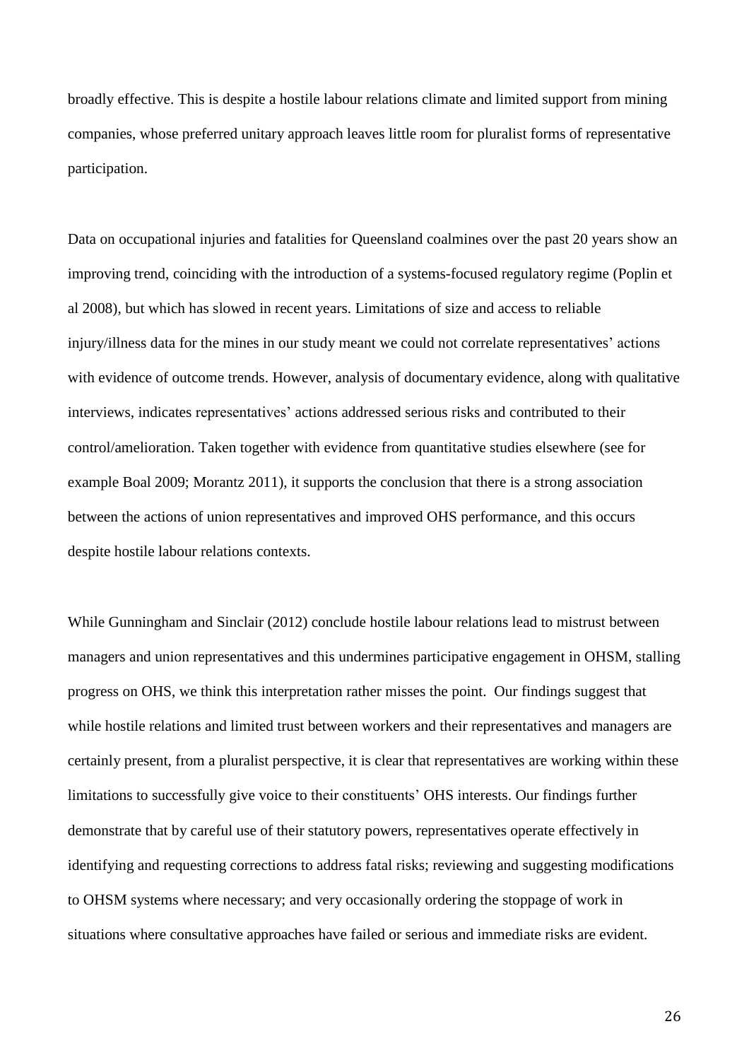broadly effective. This is despite a hostile labour relations climate and limited support from mining companies, whose preferred unitary approach leaves little room for pluralist forms of representative participation.

Data on occupational injuries and fatalities for Queensland coalmines over the past 20 years show an improving trend, coinciding with the introduction of a systems-focused regulatory regime (Poplin et al 2008), but which has slowed in recent years. Limitations of size and access to reliable injury/illness data for the mines in our study meant we could not correlate representatives' actions with evidence of outcome trends. However, analysis of documentary evidence, along with qualitative interviews, indicates representatives' actions addressed serious risks and contributed to their control/amelioration. Taken together with evidence from quantitative studies elsewhere (see for example Boal 2009; Morantz 2011), it supports the conclusion that there is a strong association between the actions of union representatives and improved OHS performance, and this occurs despite hostile labour relations contexts.

While Gunningham and Sinclair (2012) conclude hostile labour relations lead to mistrust between managers and union representatives and this undermines participative engagement in OHSM, stalling progress on OHS, we think this interpretation rather misses the point. Our findings suggest that while hostile relations and limited trust between workers and their representatives and managers are certainly present, from a pluralist perspective, it is clear that representatives are working within these limitations to successfully give voice to their constituents' OHS interests. Our findings further demonstrate that by careful use of their statutory powers, representatives operate effectively in identifying and requesting corrections to address fatal risks; reviewing and suggesting modifications to OHSM systems where necessary; and very occasionally ordering the stoppage of work in situations where consultative approaches have failed or serious and immediate risks are evident.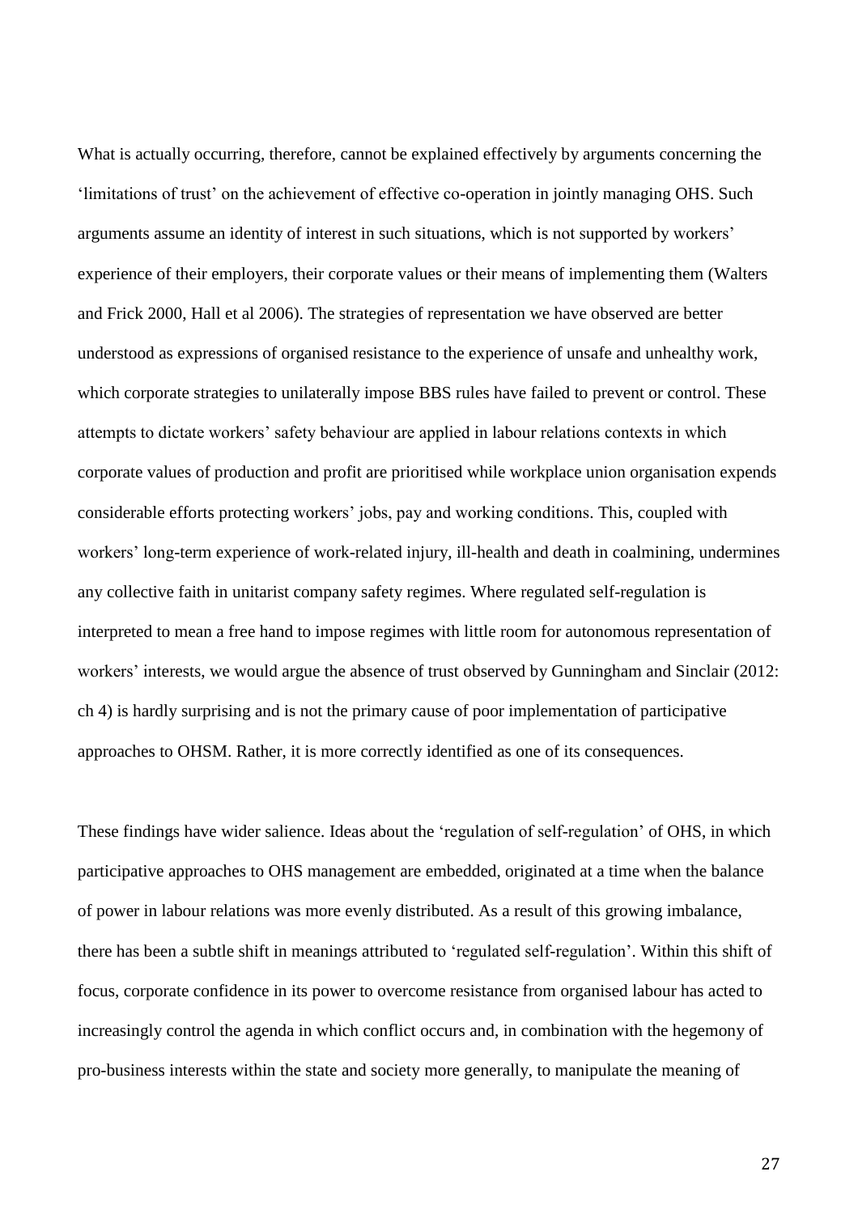What is actually occurring, therefore, cannot be explained effectively by arguments concerning the 'limitations of trust' on the achievement of effective co-operation in jointly managing OHS. Such arguments assume an identity of interest in such situations, which is not supported by workers' experience of their employers, their corporate values or their means of implementing them (Walters and Frick 2000, Hall et al 2006). The strategies of representation we have observed are better understood as expressions of organised resistance to the experience of unsafe and unhealthy work, which corporate strategies to unilaterally impose BBS rules have failed to prevent or control. These attempts to dictate workers' safety behaviour are applied in labour relations contexts in which corporate values of production and profit are prioritised while workplace union organisation expends considerable efforts protecting workers' jobs, pay and working conditions. This, coupled with workers' long-term experience of work-related injury, ill-health and death in coalmining, undermines any collective faith in unitarist company safety regimes. Where regulated self-regulation is interpreted to mean a free hand to impose regimes with little room for autonomous representation of workers' interests, we would argue the absence of trust observed by Gunningham and Sinclair (2012: ch 4) is hardly surprising and is not the primary cause of poor implementation of participative approaches to OHSM. Rather, it is more correctly identified as one of its consequences.

These findings have wider salience. Ideas about the 'regulation of self-regulation' of OHS, in which participative approaches to OHS management are embedded, originated at a time when the balance of power in labour relations was more evenly distributed. As a result of this growing imbalance, there has been a subtle shift in meanings attributed to 'regulated self-regulation'. Within this shift of focus, corporate confidence in its power to overcome resistance from organised labour has acted to increasingly control the agenda in which conflict occurs and, in combination with the hegemony of pro-business interests within the state and society more generally, to manipulate the meaning of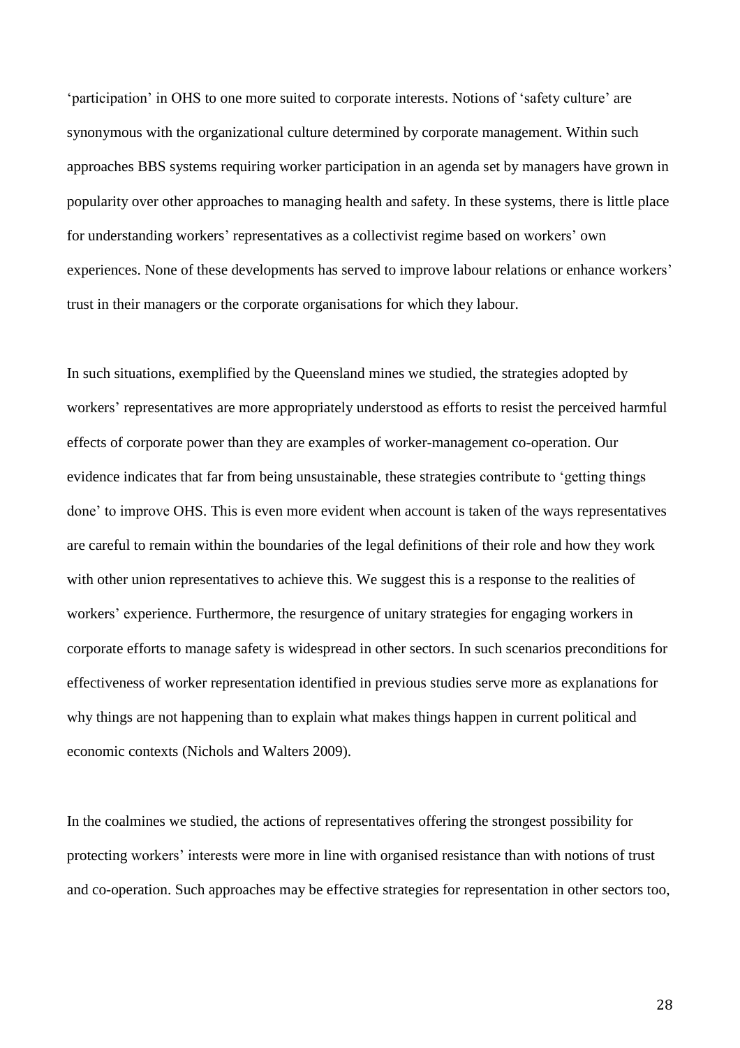'participation' in OHS to one more suited to corporate interests. Notions of 'safety culture' are synonymous with the organizational culture determined by corporate management. Within such approaches BBS systems requiring worker participation in an agenda set by managers have grown in popularity over other approaches to managing health and safety. In these systems, there is little place for understanding workers' representatives as a collectivist regime based on workers' own experiences. None of these developments has served to improve labour relations or enhance workers' trust in their managers or the corporate organisations for which they labour.

In such situations, exemplified by the Queensland mines we studied, the strategies adopted by workers' representatives are more appropriately understood as efforts to resist the perceived harmful effects of corporate power than they are examples of worker-management co-operation. Our evidence indicates that far from being unsustainable, these strategies contribute to 'getting things done' to improve OHS. This is even more evident when account is taken of the ways representatives are careful to remain within the boundaries of the legal definitions of their role and how they work with other union representatives to achieve this. We suggest this is a response to the realities of workers' experience. Furthermore, the resurgence of unitary strategies for engaging workers in corporate efforts to manage safety is widespread in other sectors. In such scenarios preconditions for effectiveness of worker representation identified in previous studies serve more as explanations for why things are not happening than to explain what makes things happen in current political and economic contexts (Nichols and Walters 2009).

In the coalmines we studied, the actions of representatives offering the strongest possibility for protecting workers' interests were more in line with organised resistance than with notions of trust and co-operation. Such approaches may be effective strategies for representation in other sectors too,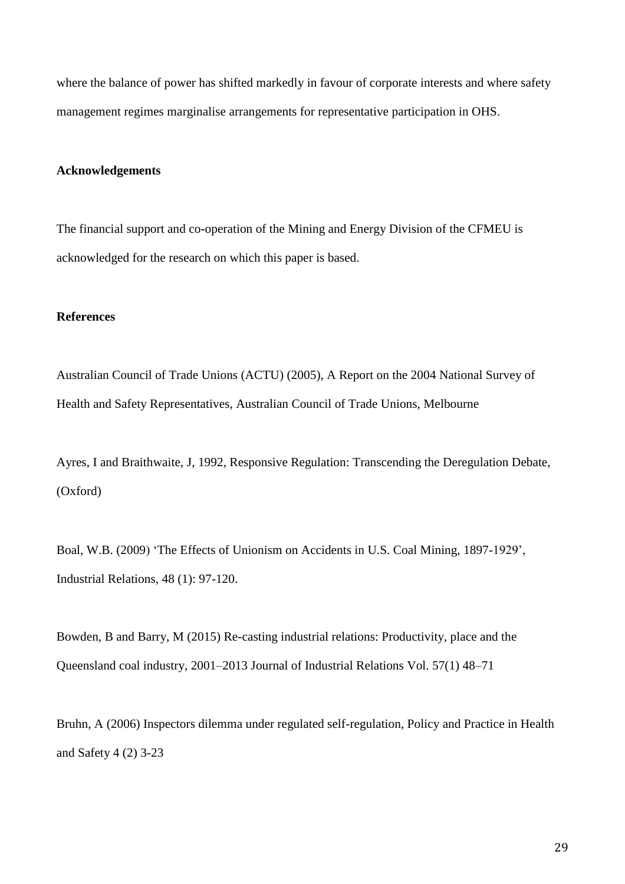where the balance of power has shifted markedly in favour of corporate interests and where safety management regimes marginalise arrangements for representative participation in OHS.

**Acknowledgements**

The financial support and co-operation of the Mining and Energy Division of the CFMEU is acknowledged for the research on which this paper is based.

**References**

Australian Council of Trade Unions (ACTU) (2005), A Report on the 2004 National Survey of Health and Safety Representatives, Australian Council of Trade Unions, Melbourne

Ayres, I and Braithwaite, J, 1992, Responsive Regulation: Transcending the Deregulation Debate, (Oxford)

Boal, W.B. (2009) 'The Effects of Unionism on Accidents in U.S. Coal Mining, 1897-1929', Industrial Relations, 48 (1): 97-120.

Bowden, B and Barry, M (2015) Re-casting industrial relations: Productivity, place and the Queensland coal industry, 2001–2013 Journal of Industrial Relations Vol. 57(1) 48–71

Bruhn, A (2006) Inspectors dilemma under regulated self-regulation, Policy and Practice in Health and Safety 4 (2) 3-23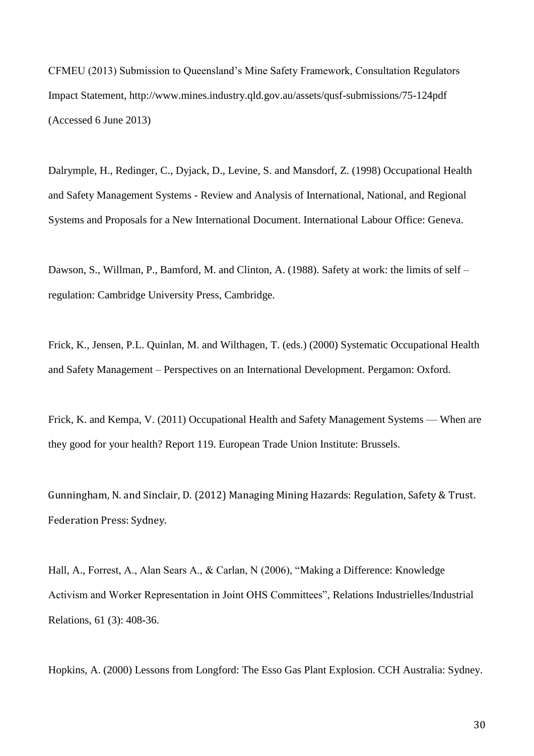CFMEU (2013) Submission to Queensland's Mine Safety Framework, Consultation Regulators Impact Statement, http://www.mines.industry.qld.gov.au/assets/qusf-submissions/75-124pdf (Accessed 6 June 2013)

Dalrymple, H., Redinger, C., Dyjack, D., Levine, S. and Mansdorf, Z. (1998) Occupational Health and Safety Management Systems - Review and Analysis of International, National, and Regional Systems and Proposals for a New International Document. International Labour Office: Geneva.

Dawson, S., Willman, P., Bamford, M. and Clinton, A. (1988). Safety at work: the limits of self – regulation: Cambridge University Press, Cambridge.

Frick, K., Jensen, P.L. Quinlan, M. and Wilthagen, T. (eds.) (2000) Systematic Occupational Health and Safety Management – Perspectives on an International Development. Pergamon: Oxford.

Frick, K. and Kempa, V. (2011) Occupational Health and Safety Management Systems — When are they good for your health? Report 119. European Trade Union Institute: Brussels.

Gunningham, N. and Sinclair, D. (2012) Managing Mining Hazards: Regulation, Safety & Trust. Federation Press: Sydney.

Hall, A., Forrest, A., Alan Sears A., & Carlan, N (2006), "Making a Difference: Knowledge Activism and Worker Representation in Joint OHS Committees", Relations Industrielles/Industrial Relations, 61 (3): 408-36.

Hopkins, A. (2000) Lessons from Longford: The Esso Gas Plant Explosion. CCH Australia: Sydney.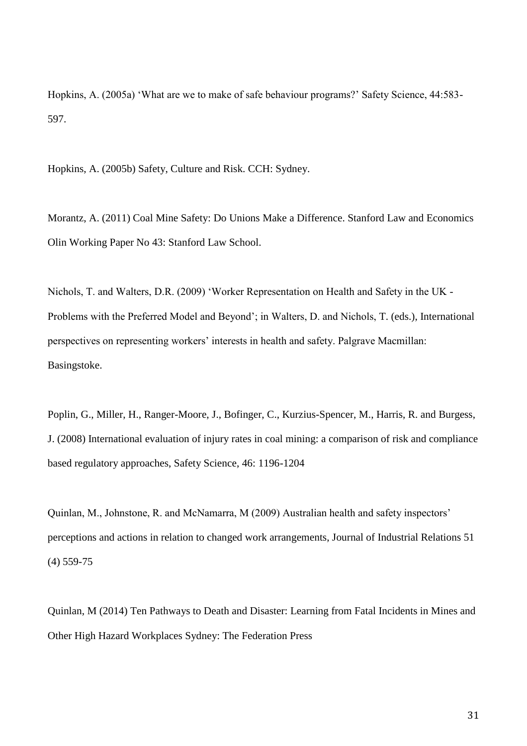Hopkins, A. (2005a) 'What are we to make of safe behaviour programs?' Safety Science, 44:583-597.

Hopkins, A. (2005b) Safety, Culture and Risk. CCH: Sydney.

Morantz, A. (2011) Coal Mine Safety: Do Unions Make a Difference. Stanford Law and Economics Olin Working Paper No 43: Stanford Law School.

Nichols, T. and Walters, D.R. (2009) 'Worker Representation on Health and Safety in the UK - Problems with the Preferred Model and Beyond'; in Walters, D. and Nichols, T. (eds.), International perspectives on representing workers' interests in health and safety. Palgrave Macmillan: Basingstoke.

Poplin, G., Miller, H., Ranger-Moore, J., Bofinger, C., Kurzius-Spencer, M., Harris, R. and Burgess, J. (2008) International evaluation of injury rates in coal mining: a comparison of risk and compliance based regulatory approaches, Safety Science, 46: 1196-1204

Quinlan, M., Johnstone, R. and McNamarra, M (2009) Australian health and safety inspectors' perceptions and actions in relation to changed work arrangements, Journal of Industrial Relations 51 (4) 559-75

Quinlan, M (2014) Ten Pathways to Death and Disaster: Learning from Fatal Incidents in Mines and Other High Hazard Workplaces Sydney: The Federation Press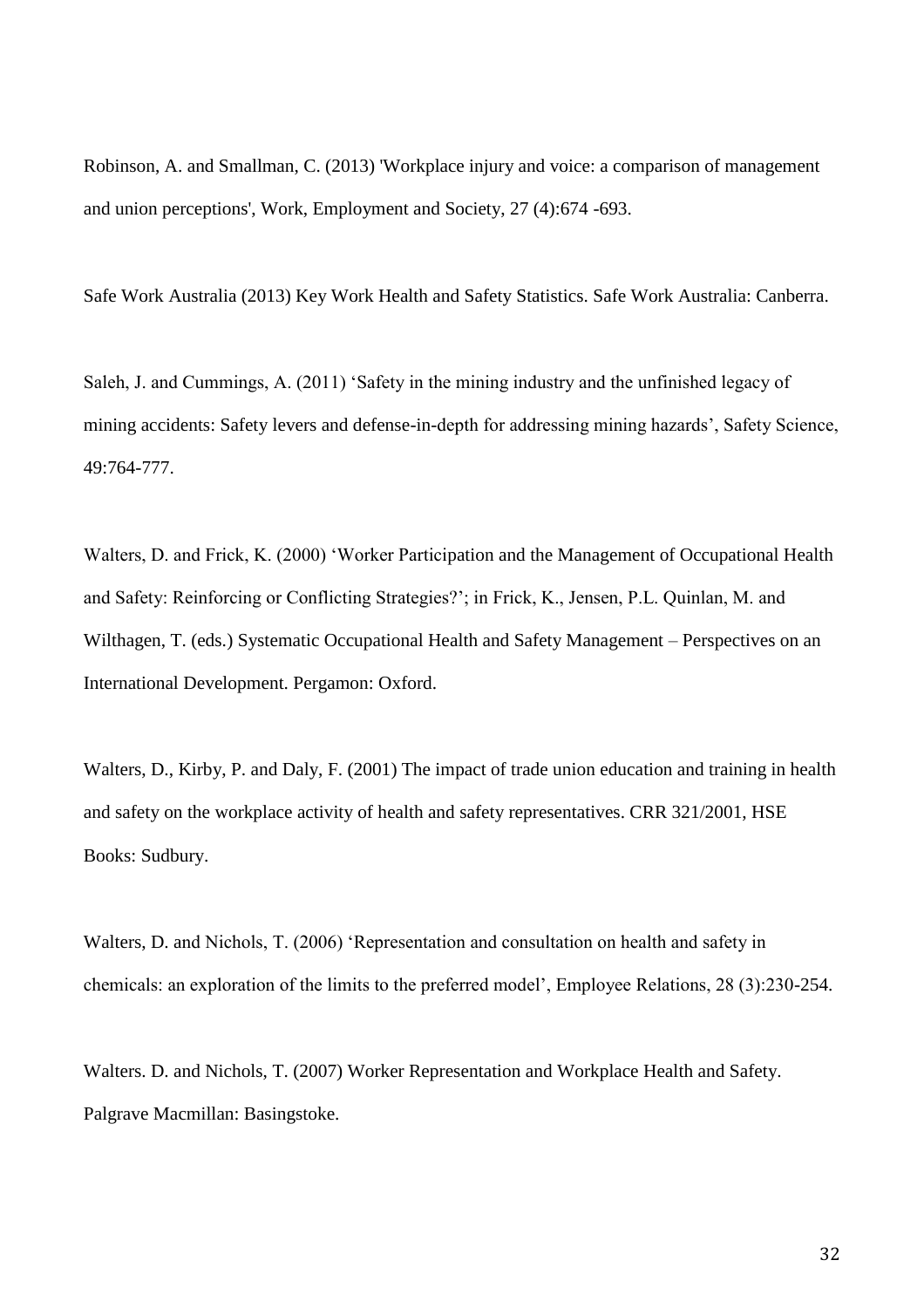Robinson, A. and Smallman, C. (2013) 'Workplace injury and voice: a comparison of management and union perceptions', Work, Employment and Society, 27 (4):674 -693.

Safe Work Australia (2013) Key Work Health and Safety Statistics. Safe Work Australia: Canberra.

Saleh, J. and Cummings, A. (2011) 'Safety in the mining industry and the unfinished legacy of mining accidents: Safety levers and defense-in-depth for addressing mining hazards', Safety Science, 49:764-777.

Walters, D. and Frick, K. (2000) 'Worker Participation and the Management of Occupational Health and Safety: Reinforcing or Conflicting Strategies?'; in Frick, K., Jensen, P.L. Quinlan, M. and Wilthagen, T. (eds.) Systematic Occupational Health and Safety Management – Perspectives on an International Development. Pergamon: Oxford.

Walters, D., Kirby, P. and Daly, F. (2001) The impact of trade union education and training in health and safety on the workplace activity of health and safety representatives. CRR 321/2001, HSE Books: Sudbury.

Walters, D. and Nichols, T. (2006) 'Representation and consultation on health and safety in chemicals: an exploration of the limits to the preferred model', Employee Relations, 28 (3):230-254.

Walters. D. and Nichols, T. (2007) Worker Representation and Workplace Health and Safety. Palgrave Macmillan: Basingstoke.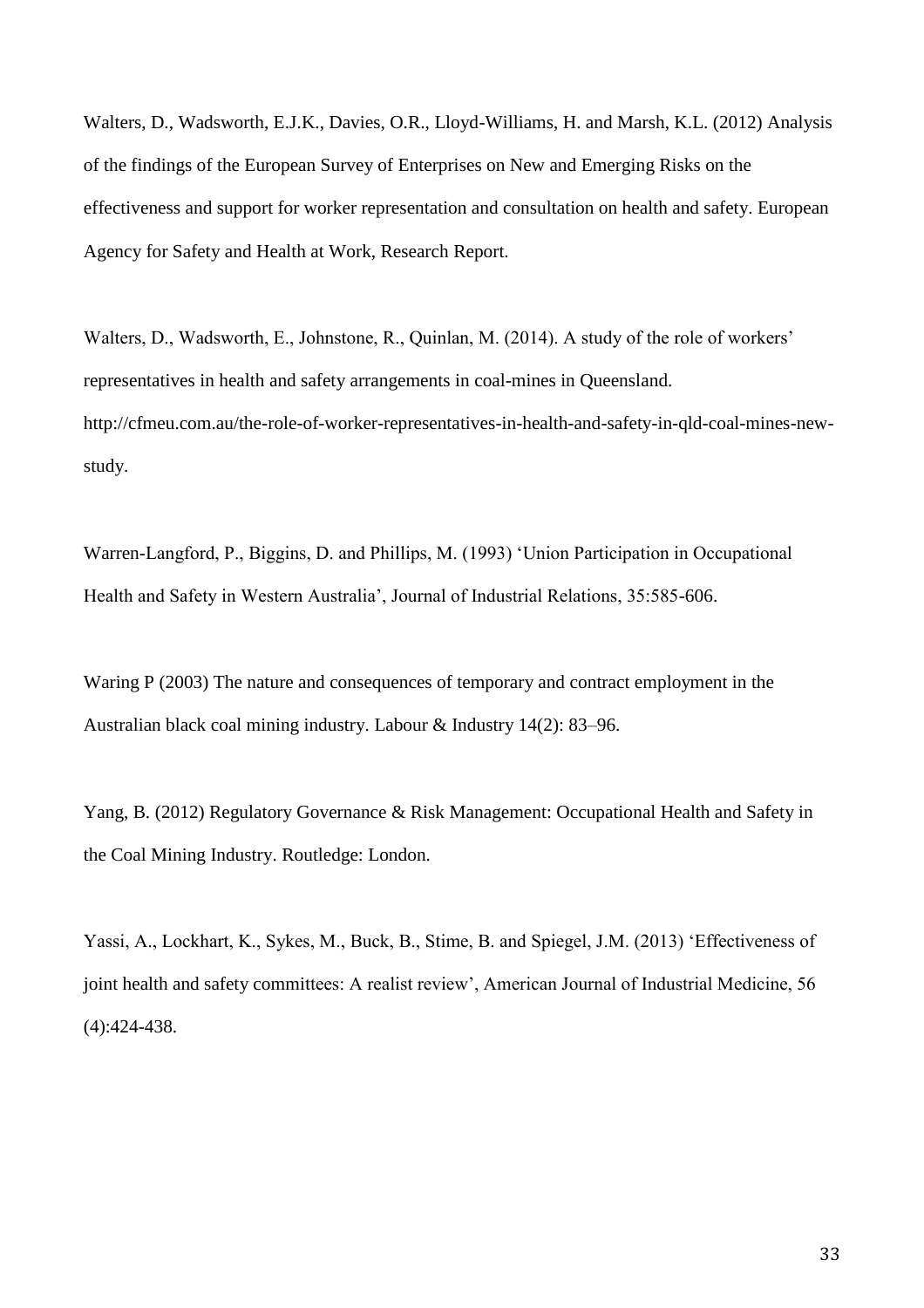Walters, D., Wadsworth, E.J.K., Davies, O.R., Lloyd-Williams, H. and Marsh, K.L. (2012) Analysis of the findings of the European Survey of Enterprises on New and Emerging Risks on the effectiveness and support for worker representation and consultation on health and safety. European Agency for Safety and Health at Work, Research Report.

Walters, D., Wadsworth, E., Johnstone, R., Quinlan, M. (2014). A study of the role of workers' representatives in health and safety arrangements in coal-mines in Queensland. http://cfmeu.com.au/the-role-of-worker-representatives-in-health-and-safety-in-qld-coal-mines-new-study.

Warren-Langford, P., Biggins, D. and Phillips, M. (1993) 'Union Participation in Occupational Health and Safety in Western Australia', Journal of Industrial Relations, 35:585-606.

Waring P (2003) The nature and consequences of temporary and contract employment in the Australian black coal mining industry. Labour & Industry 14(2): 83–96.

Yang, B. (2012) Regulatory Governance & Risk Management: Occupational Health and Safety in the Coal Mining Industry. Routledge: London.

Yassi, A., Lockhart, K., Sykes, M., Buck, B., Stime, B. and Spiegel, J.M. (2013) 'Effectiveness of joint health and safety committees: A realist review', American Journal of Industrial Medicine, 56 (4):424-438.